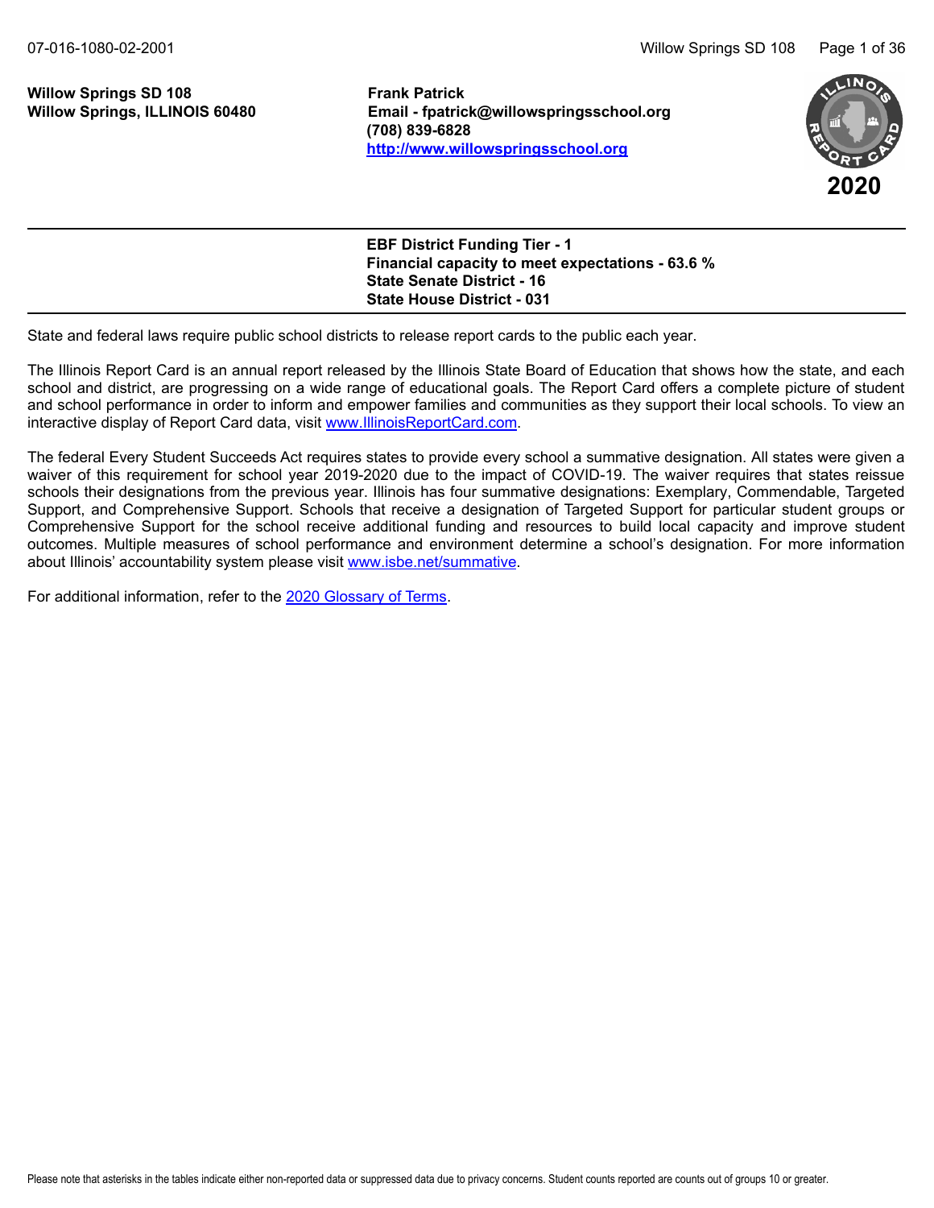**Willow Springs SD 108**
**Willow Springs, ILLINOIS 60480**

**Frank Patrick**
**Email - fpatrick@willowspringsschool.org**
**(708) 839-6828**
**[http://www.willowspringsschool.org](http://www.willowspringsschool.org)**

**2020**

**EBF District Funding Tier - 1**
**Financial capacity to meet expectations - 63.6 %**
**State Senate District - 16**
**State House District - 031**

State and federal laws require public school districts to release report cards to the public each year.

The Illinois Report Card is an annual report released by the Illinois State Board of Education that shows how the state, and each school and district, are progressing on a wide range of educational goals. The Report Card offers a complete picture of student and school performance in order to inform and empower families and communities as they support their local schools. To view an interactive display of Report Card data, visit [www.IllinoisReportCard.com](www.IllinoisReportCard.com).

The federal Every Student Succeeds Act requires states to provide every school a summative designation. All states were given a waiver of this requirement for school year 2019-2020 due to the impact of COVID-19. The waiver requires that states reissue schools their designations from the previous year. Illinois has four summative designations: Exemplary, Commendable, Targeted Support, and Comprehensive Support. Schools that receive a designation of Targeted Support for particular student groups or Comprehensive Support for the school receive additional funding and resources to build local capacity and improve student outcomes. Multiple measures of school performance and environment determine a school's designation. For more information about Illinois' accountability system please visit [www.isbe.net/summative](www.isbe.net/summative).

For additional information, refer to the 2020 Glossary of Terms.

Please note that asterisks in the tables indicate either non-reported data or suppressed data due to privacy concerns. Student counts reported are counts out of groups 10 or greater.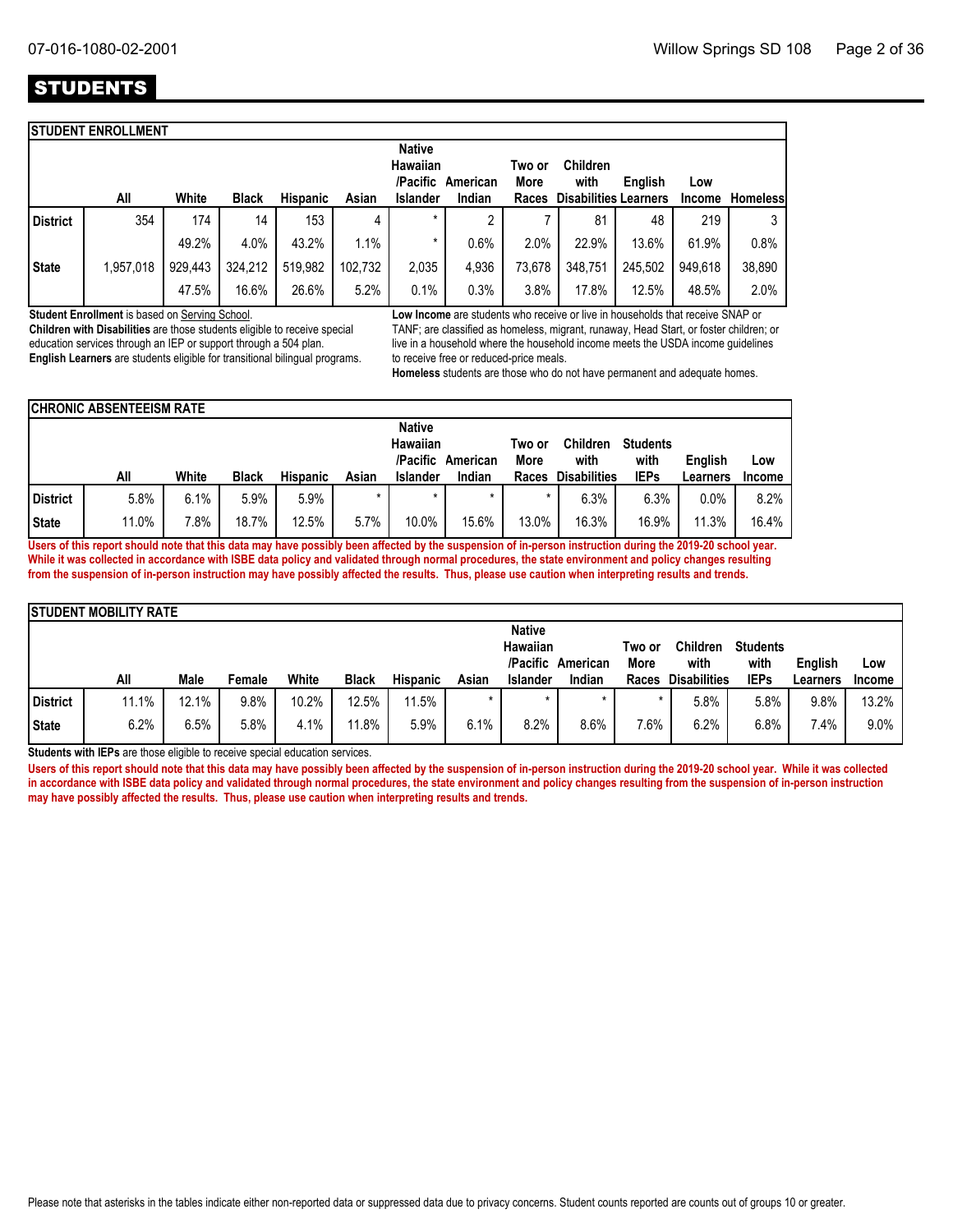# STUDENTS

## STUDENT ENROLLMENT

| | All | White | Black | Hispanic | Asian | Native Hawaiian /Pacific Islander | American Indian | Two or More Races | Children with Disabilities | English Learners | Low Income | Homeless |
|---|---|---|---|---|---|---|---|---|---|---|---|---|
| District | 354 | 174 | 14 | 153 | 4 | * | 2 | 7 | 81 | 48 | 219 | 3 |
| | | 49.2% | 4.0% | 43.2% | 1.1% | * | 0.6% | 2.0% | 22.9% | 13.6% | 61.9% | 0.8% |
| State | 1,957,018 | 929,443 | 324,212 | 519,982 | 102,732 | 2,035 | 4,936 | 73,678 | 348,751 | 245,502 | 949,618 | 38,890 |
| | | 47.5% | 16.6% | 26.6% | 5.2% | 0.1% | 0.3% | 3.8% | 17.8% | 12.5% | 48.5% | 2.0% |

**Student Enrollment** is based on Serving School.

**Children with Disabilities** are those students eligible to receive special education services through an IEP or support through a 504 plan.

**English Learners** are students eligible for transitional bilingual programs.

**Low Income** are students who receive or live in households that receive SNAP or TANF; are classified as homeless, migrant, runaway, Head Start, or foster children; or live in a household where the household income meets the USDA income guidelines to receive free or reduced-price meals.

**Homeless** students are those who do not have permanent and adequate homes.

## CHRONIC ABSENTEEISM RATE

| | All | White | Black | Hispanic | Asian | Native Hawaiian /Pacific Islander | American Indian | Two or More Races | Children with Disabilities | Students with IEPs | English Learners | Low Income |
|---|---|---|---|---|---|---|---|---|---|---|---|---|
| District | 5.8% | 6.1% | 5.9% | 5.9% | * | * | * | * | 6.3% | 6.3% | 0.0% | 8.2% |
| State | 11.0% | 7.8% | 18.7% | 12.5% | 5.7% | 10.0% | 15.6% | 13.0% | 16.3% | 16.9% | 11.3% | 16.4% |

**Users of this report should note that this data may have possibly been affected by the suspension of in-person instruction during the 2019-20 school year. While it was collected in accordance with ISBE data policy and validated through normal procedures, the state environment and policy changes resulting from the suspension of in-person instruction may have possibly affected the results. Thus, please use caution when interpreting results and trends.**

## STUDENT MOBILITY RATE

| | All | Male | Female | White | Black | Hispanic | Asian | Native Hawaiian /Pacific Islander | American Indian | Two or More Races | Children with Disabilities | Students with IEPs | English Learners | Low Income |
|---|---|---|---|---|---|---|---|---|---|---|---|---|---|---|
| District | 11.1% | 12.1% | 9.8% | 10.2% | 12.5% | 11.5% | * | * | * | * | 5.8% | 5.8% | 9.8% | 13.2% |
| State | 6.2% | 6.5% | 5.8% | 4.1% | 11.8% | 5.9% | 6.1% | 8.2% | 8.6% | 7.6% | 6.2% | 6.8% | 7.4% | 9.0% |

**Students with IEPs** are those eligible to receive special education services.

**Users of this report should note that this data may have possibly been affected by the suspension of in-person instruction during the 2019-20 school year. While it was collected in accordance with ISBE data policy and validated through normal procedures, the state environment and policy changes resulting from the suspension of in-person instruction may have possibly affected the results. Thus, please use caution when interpreting results and trends.**

Please note that asterisks in the tables indicate either non-reported data or suppressed data due to privacy concerns. Student counts reported are counts out of groups 10 or greater.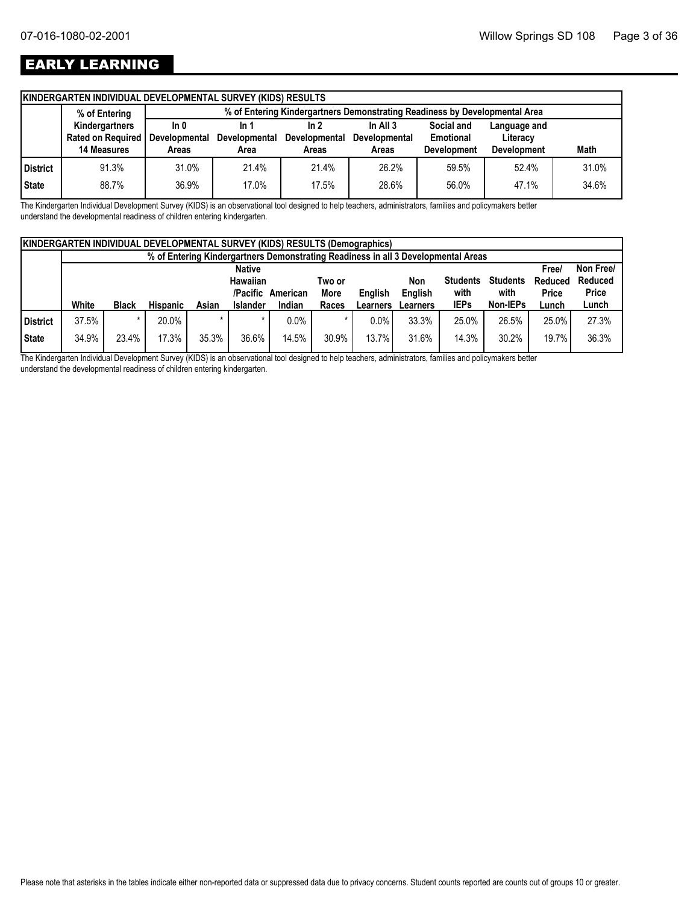# EARLY LEARNING

**KINDERGARTEN INDIVIDUAL DEVELOPMENTAL SURVEY (KIDS) RESULTS**

| | % of Entering Kindergartners Rated on Required 14 Measures | % of Entering Kindergartners Demonstrating Readiness by Developmental Area | | | | | | |
|---|---|---|---|---|---|---|---|---|
| | | In 0 Developmental Areas | In 1 Developmental Area | In 2 Developmental Areas | In All 3 Developmental Areas | Social and Emotional Development | Language and Literacy Development | Math |
| District | 91.3% | 31.0% | 21.4% | 21.4% | 26.2% | 59.5% | 52.4% | 31.0% |
| State | 88.7% | 36.9% | 17.0% | 17.5% | 28.6% | 56.0% | 47.1% | 34.6% |

The Kindergarten Individual Development Survey (KIDS) is an observational tool designed to help teachers, administrators, families and policymakers better understand the developmental readiness of children entering kindergarten.

**KINDERGARTEN INDIVIDUAL DEVELOPMENTAL SURVEY (KIDS) RESULTS (Demographics)**

| | % of Entering Kindergartners Demonstrating Readiness in all 3 Developmental Areas | | | | | | | | | | | | |
|---|---|---|---|---|---|---|---|---|---|---|---|---|---|
| | White | Black | Hispanic | Asian | Native Hawaiian /Pacific Islander | American Indian | Two or More Races | English Learners | Non English Learners | Students with IEPs | Students with Non-IEPs | Free/ Reduced Price Lunch | Non Free/ Reduced Price Lunch |
| District | 37.5% | * | 20.0% | * | * | 0.0% | * | 0.0% | 33.3% | 25.0% | 26.5% | 25.0% | 27.3% |
| State | 34.9% | 23.4% | 17.3% | 35.3% | 36.6% | 14.5% | 30.9% | 13.7% | 31.6% | 14.3% | 30.2% | 19.7% | 36.3% |

The Kindergarten Individual Development Survey (KIDS) is an observational tool designed to help teachers, administrators, families and policymakers better understand the developmental readiness of children entering kindergarten.

Please note that asterisks in the tables indicate either non-reported data or suppressed data due to privacy concerns. Student counts reported are counts out of groups 10 or greater.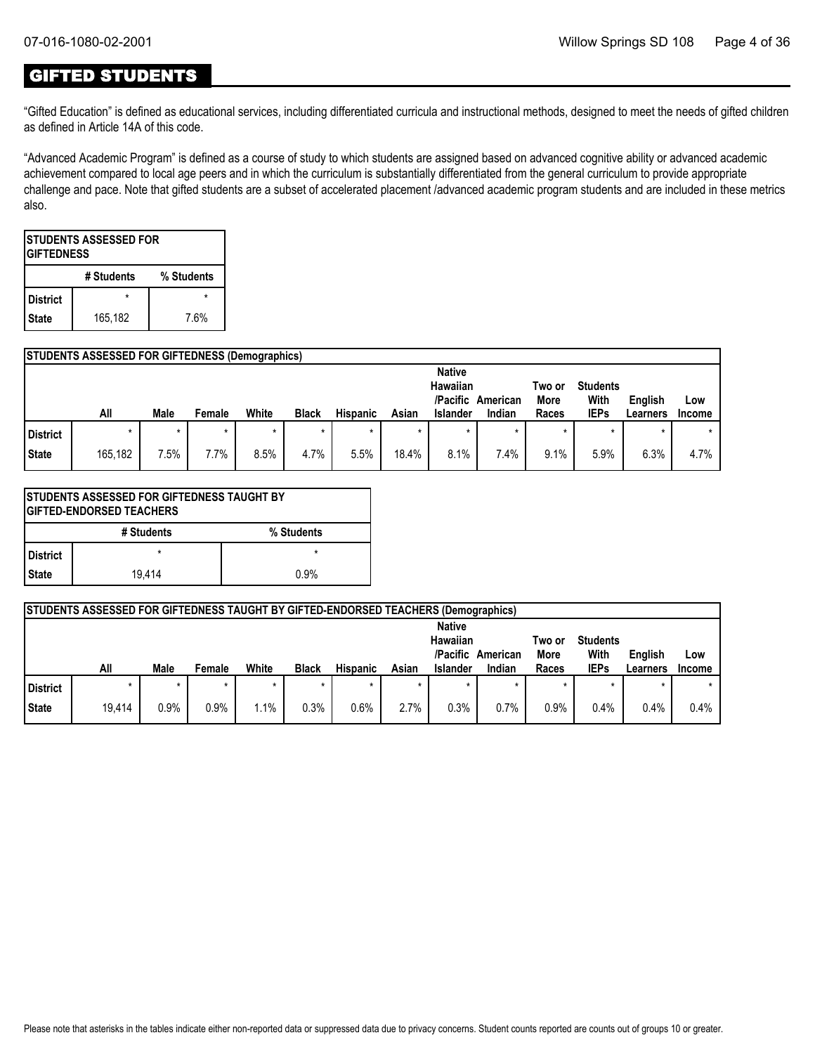## GIFTED STUDENTS

"Gifted Education" is defined as educational services, including differentiated curricula and instructional methods, designed to meet the needs of gifted children as defined in Article 14A of this code.

"Advanced Academic Program" is defined as a course of study to which students are assigned based on advanced cognitive ability or advanced academic achievement compared to local age peers and in which the curriculum is substantially differentiated from the general curriculum to provide appropriate challenge and pace. Note that gifted students are a subset of accelerated placement /advanced academic program students and are included in these metrics also.

| STUDENTS ASSESSED FOR GIFTEDNESS | | |
|---|---|---|
| | # Students | % Students |
| District | * | * |
| State | 165,182 | 7.6% |

| STUDENTS ASSESSED FOR GIFTEDNESS (Demographics) | | | | | | | | | | | | | |
|---|---|---|---|---|---|---|---|---|---|---|---|---|---|
| | All | Male | Female | White | Black | Hispanic | Asian | Native Hawaiian /Pacific Islander | American Indian | Two or More Races | Students With IEPs | English Learners | Low Income |
| District | * | * | * | * | * | * | * | * | * | * | * | * | * |
| State | 165,182 | 7.5% | 7.7% | 8.5% | 4.7% | 5.5% | 18.4% | 8.1% | 7.4% | 9.1% | 5.9% | 6.3% | 4.7% |

| STUDENTS ASSESSED FOR GIFTEDNESS TAUGHT BY GIFTED-ENDORSED TEACHERS | | |
|---|---|---|
| | # Students | % Students |
| District | * | * |
| State | 19,414 | 0.9% |

| STUDENTS ASSESSED FOR GIFTEDNESS TAUGHT BY GIFTED-ENDORSED TEACHERS (Demographics) | | | | | | | | | | | | | |
|---|---|---|---|---|---|---|---|---|---|---|---|---|---|
| | All | Male | Female | White | Black | Hispanic | Asian | Native Hawaiian /Pacific Islander | American Indian | Two or More Races | Students With IEPs | English Learners | Low Income |
| District | * | * | * | * | * | * | * | * | * | * | * | * | * |
| State | 19,414 | 0.9% | 0.9% | 1.1% | 0.3% | 0.6% | 2.7% | 0.3% | 0.7% | 0.9% | 0.4% | 0.4% | 0.4% |

Please note that asterisks in the tables indicate either non-reported data or suppressed data due to privacy concerns. Student counts reported are counts out of groups 10 or greater.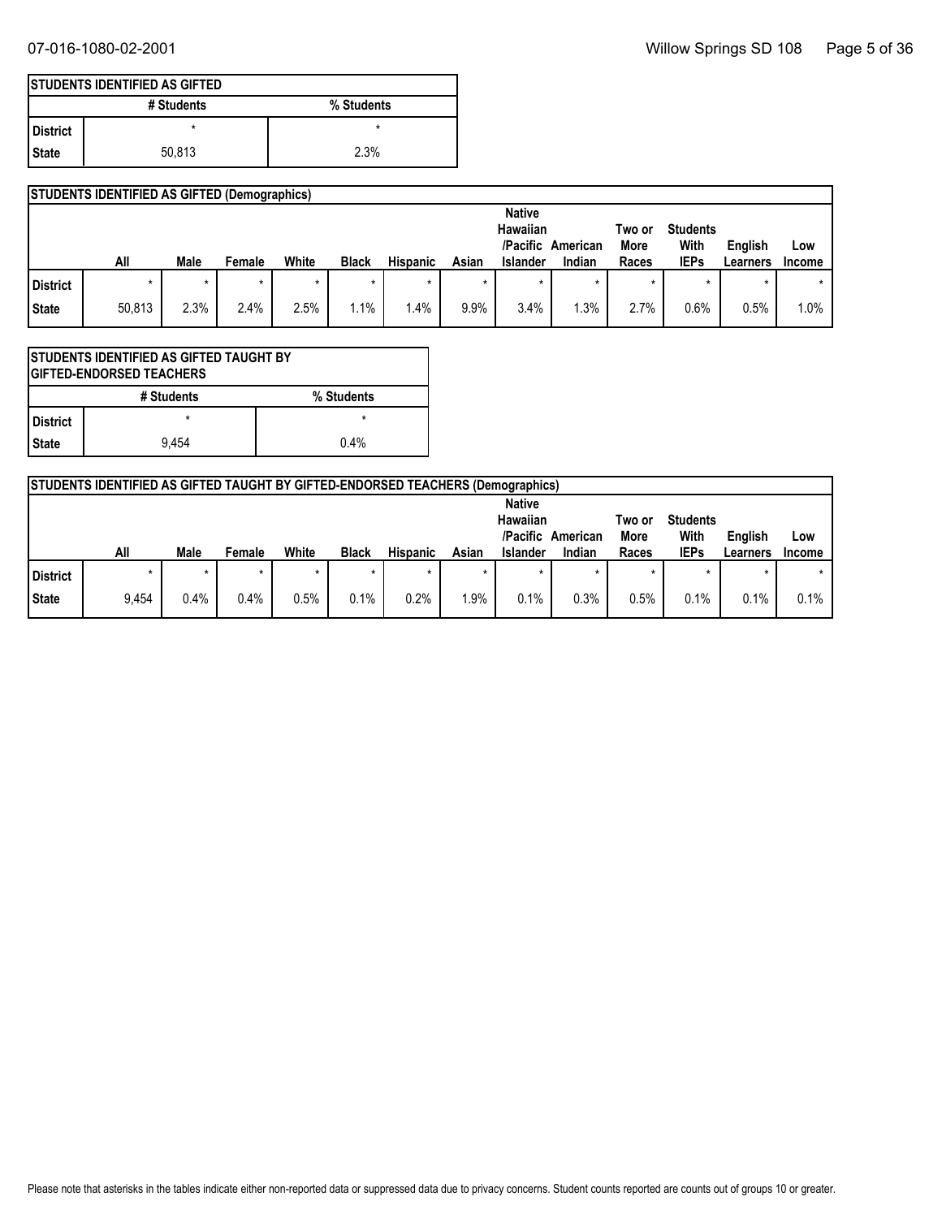| STUDENTS IDENTIFIED AS GIFTED | | |
|---|---|---|
| | # Students | % Students |
| District | * | * |
| State | 50,813 | 2.3% |

| STUDENTS IDENTIFIED AS GIFTED (Demographics) | | | | | | | | | | | | | |
|---|---|---|---|---|---|---|---|---|---|---|---|---|---|
| | All | Male | Female | White | Black | Hispanic | Asian | Native Hawaiian /Pacific Islander | American Indian | Two or More Races | Students With IEPs | English Learners | Low Income |
| District | * | * | * | * | * | * | * | * | * | * | * | * | * |
| State | 50,813 | 2.3% | 2.4% | 2.5% | 1.1% | 1.4% | 9.9% | 3.4% | 1.3% | 2.7% | 0.6% | 0.5% | 1.0% |

| STUDENTS IDENTIFIED AS GIFTED TAUGHT BY GIFTED-ENDORSED TEACHERS | | |
|---|---|---|
| | # Students | % Students |
| District | * | * |
| State | 9,454 | 0.4% |

| STUDENTS IDENTIFIED AS GIFTED TAUGHT BY GIFTED-ENDORSED TEACHERS (Demographics) | | | | | | | | | | | | | |
|---|---|---|---|---|---|---|---|---|---|---|---|---|---|
| | All | Male | Female | White | Black | Hispanic | Asian | Native Hawaiian /Pacific Islander | American Indian | Two or More Races | Students With IEPs | English Learners | Low Income |
| District | * | * | * | * | * | * | * | * | * | * | * | * | * |
| State | 9,454 | 0.4% | 0.4% | 0.5% | 0.1% | 0.2% | 1.9% | 0.1% | 0.3% | 0.5% | 0.1% | 0.1% | 0.1% |

Please note that asterisks in the tables indicate either non-reported data or suppressed data due to privacy concerns. Student counts reported are counts out of groups 10 or greater.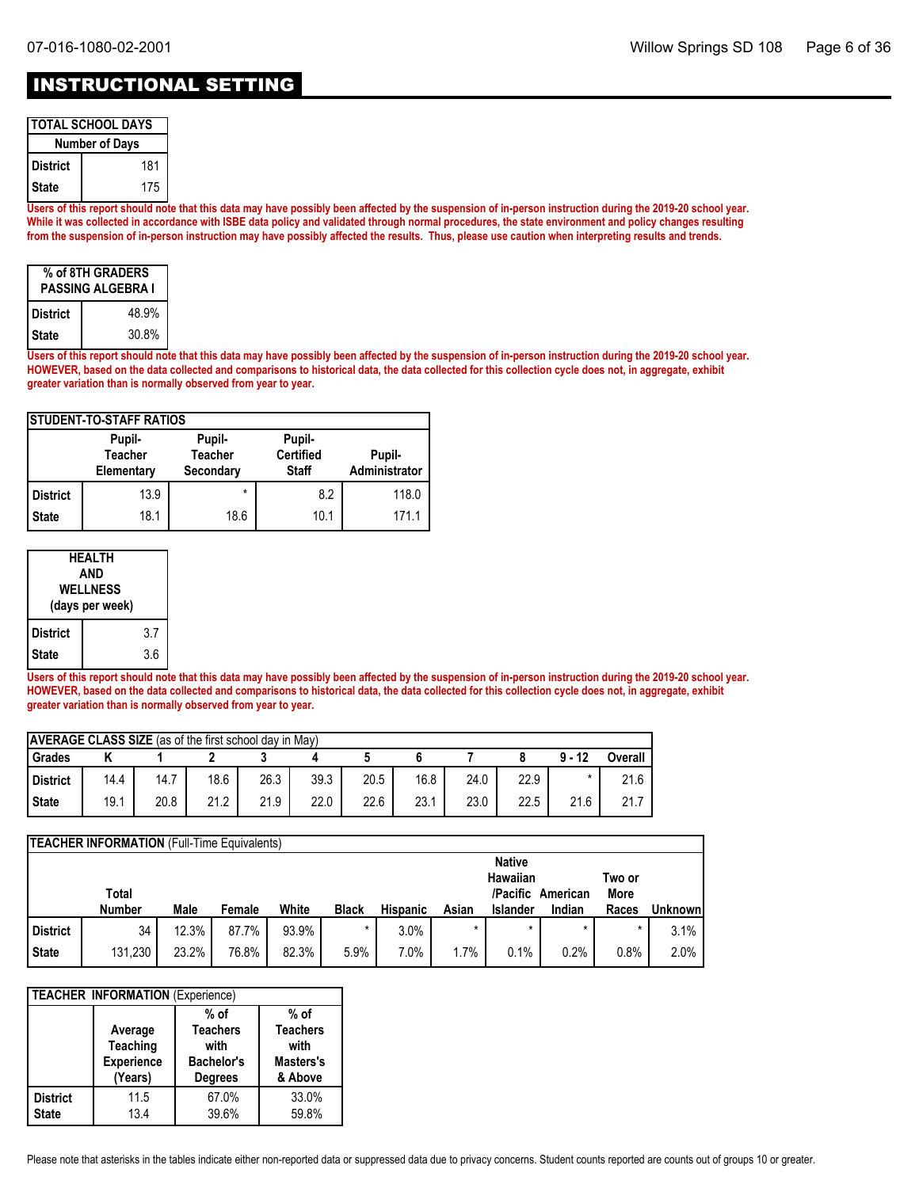# INSTRUCTIONAL SETTING

| TOTAL SCHOOL DAYS | |
|---|---|
| | Number of Days |
| District | 181 |
| State | 175 |

**Users of this report should note that this data may have possibly been affected by the suspension of in-person instruction during the 2019-20 school year. While it was collected in accordance with ISBE data policy and validated through normal procedures, the state environment and policy changes resulting from the suspension of in-person instruction may have possibly affected the results. Thus, please use caution when interpreting results and trends.**

| % of 8TH GRADERS PASSING ALGEBRA I | |
|---|---|
| District | 48.9% |
| State | 30.8% |

**Users of this report should note that this data may have possibly been affected by the suspension of in-person instruction during the 2019-20 school year. HOWEVER, based on the data collected and comparisons to historical data, the data collected for this collection cycle does not, in aggregate, exhibit greater variation than is normally observed from year to year.**

| STUDENT-TO-STAFF RATIOS | | | | |
|---|---|---|---|---|
| | Pupil-Teacher Elementary | Pupil-Teacher Secondary | Pupil-Certified Staff | Pupil-Administrator |
| District | 13.9 | * | 8.2 | 118.0 |
| State | 18.1 | 18.6 | 10.1 | 171.1 |

| HEALTH AND WELLNESS (days per week) | |
|---|---|
| District | 3.7 |
| State | 3.6 |

**Users of this report should note that this data may have possibly been affected by the suspension of in-person instruction during the 2019-20 school year. HOWEVER, based on the data collected and comparisons to historical data, the data collected for this collection cycle does not, in aggregate, exhibit greater variation than is normally observed from year to year.**

| AVERAGE CLASS SIZE (as of the first school day in May) | | | | | | | | | | | |
|---|---|---|---|---|---|---|---|---|---|---|---|
| Grades | K | 1 | 2 | 3 | 4 | 5 | 6 | 7 | 8 | 9 - 12 | Overall |
| District | 14.4 | 14.7 | 18.6 | 26.3 | 39.3 | 20.5 | 16.8 | 24.0 | 22.9 | * | 21.6 |
| State | 19.1 | 20.8 | 21.2 | 21.9 | 22.0 | 22.6 | 23.1 | 23.0 | 22.5 | 21.6 | 21.7 |

| TEACHER INFORMATION (Full-Time Equivalents) | | | | | | | | | | | |
|---|---|---|---|---|---|---|---|---|---|---|---|
| | Total Number | Male | Female | White | Black | Hispanic | Asian | Native Hawaiian /Pacific Islander | American Indian | Two or More Races | Unknown |
| District | 34 | 12.3% | 87.7% | 93.9% | * | 3.0% | * | * | * | * | 3.1% |
| State | 131,230 | 23.2% | 76.8% | 82.3% | 5.9% | 7.0% | 1.7% | 0.1% | 0.2% | 0.8% | 2.0% |

| TEACHER INFORMATION (Experience) | | | |
|---|---|---|---|
| | Average Teaching Experience (Years) | % of Teachers with Bachelor's Degrees | % of Teachers with Masters's & Above |
| District | 11.5 | 67.0% | 33.0% |
| State | 13.4 | 39.6% | 59.8% |

Please note that asterisks in the tables indicate either non-reported data or suppressed data due to privacy concerns. Student counts reported are counts out of groups 10 or greater.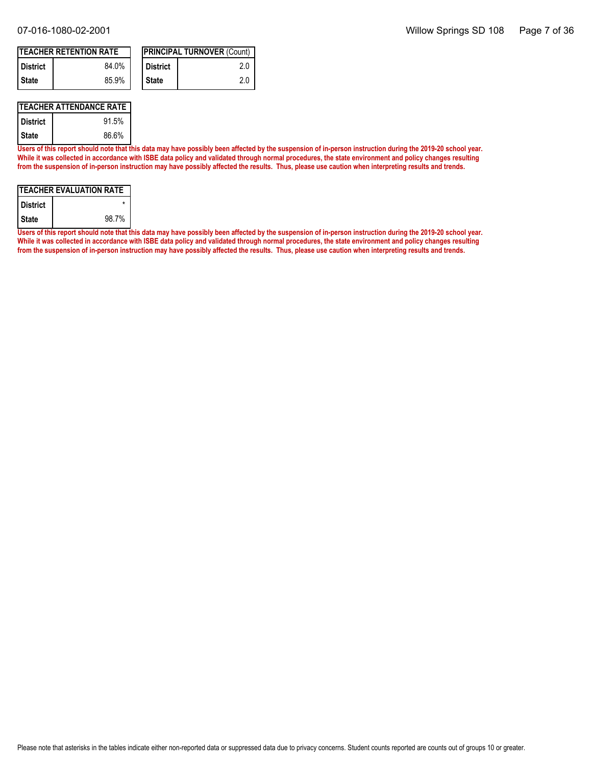| TEACHER RETENTION RATE | |
|---|---|
| District | 84.0% |
| State | 85.9% |

| PRINCIPAL TURNOVER (Count) | |
|---|---|
| District | 2.0 |
| State | 2.0 |

| TEACHER ATTENDANCE RATE | |
|---|---|
| District | 91.5% |
| State | 86.6% |

**Users of this report should note that this data may have possibly been affected by the suspension of in-person instruction during the 2019-20 school year. While it was collected in accordance with ISBE data policy and validated through normal procedures, the state environment and policy changes resulting from the suspension of in-person instruction may have possibly affected the results. Thus, please use caution when interpreting results and trends.**

| TEACHER EVALUATION RATE | |
|---|---|
| District | * |
| State | 98.7% |

**Users of this report should note that this data may have possibly been affected by the suspension of in-person instruction during the 2019-20 school year. While it was collected in accordance with ISBE data policy and validated through normal procedures, the state environment and policy changes resulting from the suspension of in-person instruction may have possibly affected the results. Thus, please use caution when interpreting results and trends.**

Please note that asterisks in the tables indicate either non-reported data or suppressed data due to privacy concerns. Student counts reported are counts out of groups 10 or greater.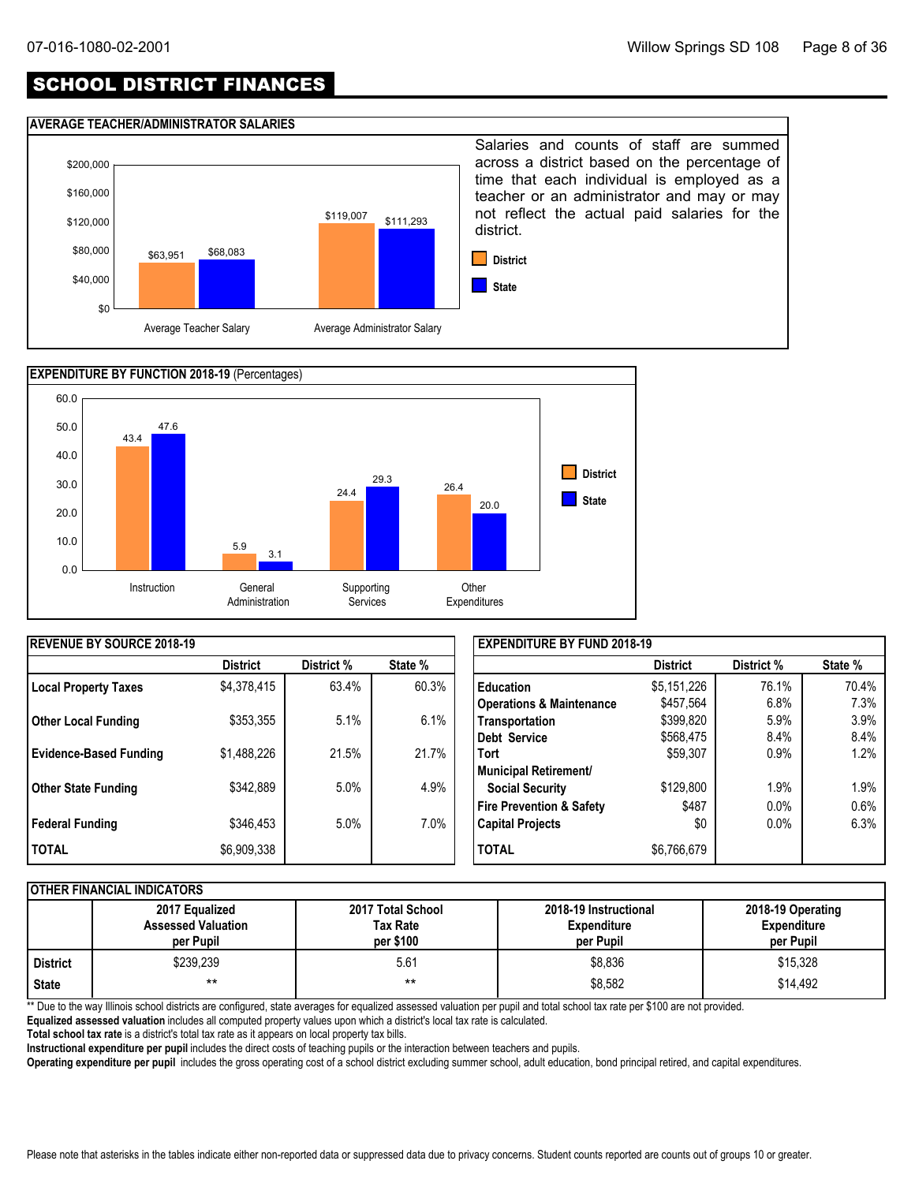# SCHOOL DISTRICT FINANCES

## AVERAGE TEACHER/ADMINISTRATOR SALARIES

| | District | State |
|---|---|---|
| Average Teacher Salary | $63,951 | $68,083 |
| Average Administrator Salary | $119,007 | $111,293 |

Salaries and counts of staff are summed across a district based on the percentage of time that each individual is employed as a teacher or an administrator and may or may not reflect the actual paid salaries for the district.

## EXPENDITURE BY FUNCTION 2018-19 (Percentages)

| | District | State |
|---|---|---|
| Instruction | 43.4 | 47.6 |
| General Administration | 5.9 | 3.1 |
| Supporting Services | 24.4 | 29.3 |
| Other Expenditures | 26.4 | 20.0 |

## REVENUE BY SOURCE 2018-19

| | District | District % | State % |
|---|---|---|---|
| Local Property Taxes | $4,378,415 | 63.4% | 60.3% |
| Other Local Funding | $353,355 | 5.1% | 6.1% |
| Evidence-Based Funding | $1,488,226 | 21.5% | 21.7% |
| Other State Funding | $342,889 | 5.0% | 4.9% |
| Federal Funding | $346,453 | 5.0% | 7.0% |
| TOTAL | $6,909,338 | | |

## EXPENDITURE BY FUND 2018-19

| | District | District % | State % |
|---|---|---|---|
| Education | $5,151,226 | 76.1% | 70.4% |
| Operations & Maintenance | $457,564 | 6.8% | 7.3% |
| Transportation | $399,820 | 5.9% | 3.9% |
| Debt Service | $568,475 | 8.4% | 8.4% |
| Tort | $59,307 | 0.9% | 1.2% |
| Municipal Retirement/ Social Security | $129,800 | 1.9% | 1.9% |
| Fire Prevention & Safety | $487 | 0.0% | 0.6% |
| Capital Projects | $0 | 0.0% | 6.3% |
| TOTAL | $6,766,679 | | |

## OTHER FINANCIAL INDICATORS

| | 2017 Equalized Assessed Valuation per Pupil | 2017 Total School Tax Rate per $100 | 2018-19 Instructional Expenditure per Pupil | 2018-19 Operating Expenditure per Pupil |
|---|---|---|---|---|
| District | $239,239 | 5.61 | $8,836 | $15,328 |
| State | ** | ** | $8,582 | $14,492 |

** Due to the way Illinois school districts are configured, state averages for equalized assessed valuation per pupil and total school tax rate per $100 are not provided.

**Equalized assessed valuation** includes all computed property values upon which a district's local tax rate is calculated.

**Total school tax rate** is a district's total tax rate as it appears on local property tax bills.

**Instructional expenditure per pupil** includes the direct costs of teaching pupils or the interaction between teachers and pupils.

**Operating expenditure per pupil** includes the gross operating cost of a school district excluding summer school, adult education, bond principal retired, and capital expenditures.

Please note that asterisks in the tables indicate either non-reported data or suppressed data due to privacy concerns. Student counts reported are counts out of groups 10 or greater.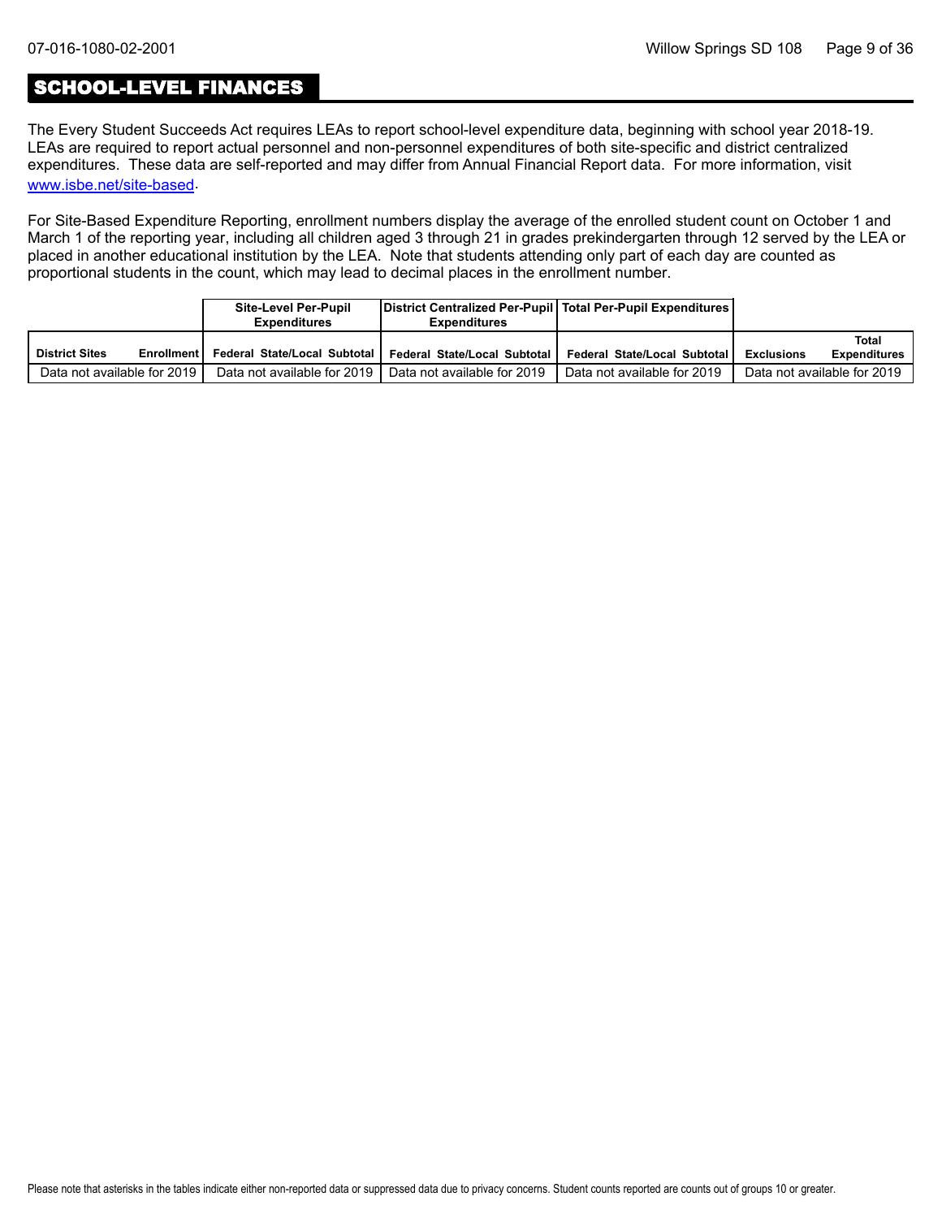## SCHOOL-LEVEL FINANCES

The Every Student Succeeds Act requires LEAs to report school-level expenditure data, beginning with school year 2018-19. LEAs are required to report actual personnel and non-personnel expenditures of both site-specific and district centralized expenditures. These data are self-reported and may differ from Annual Financial Report data. For more information, visit www.isbe.net/site-based.

For Site-Based Expenditure Reporting, enrollment numbers display the average of the enrolled student count on October 1 and March 1 of the reporting year, including all children aged 3 through 21 in grades prekindergarten through 12 served by the LEA or placed in another educational institution by the LEA. Note that students attending only part of each day are counted as proportional students in the count, which may lead to decimal places in the enrollment number.

| | | Site-Level Per-Pupil Expenditures | | | District Centralized Per-Pupil Expenditures | | | Total Per-Pupil Expenditures | | | | |
|---|---|---|---|---|---|---|---|---|---|---|---|---|
| District Sites | Enrollment | Federal | State/Local | Subtotal | Federal | State/Local | Subtotal | Federal | State/Local | Subtotal | Exclusions | Total Expenditures |
| Data not available for 2019 | | Data not available for 2019 | | | Data not available for 2019 | | | Data not available for 2019 | | | Data not available for 2019 | |

Please note that asterisks in the tables indicate either non-reported data or suppressed data due to privacy concerns. Student counts reported are counts out of groups 10 or greater.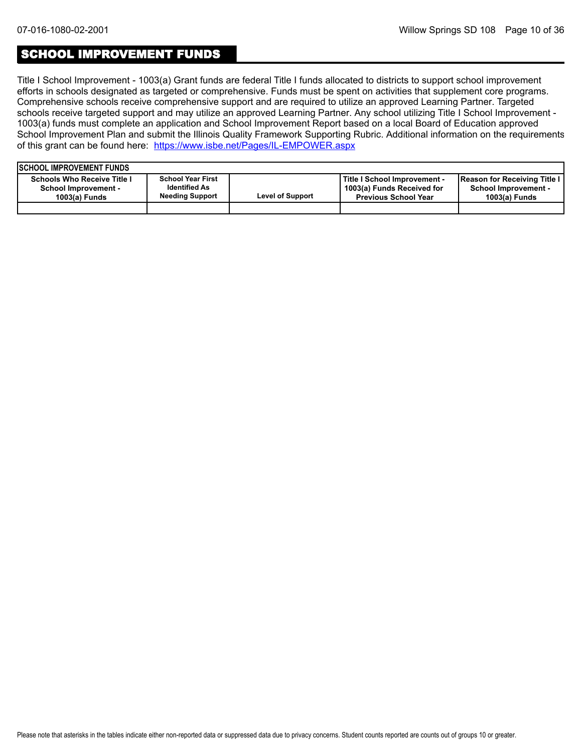## SCHOOL IMPROVEMENT FUNDS

Title I School Improvement - 1003(a) Grant funds are federal Title I funds allocated to districts to support school improvement efforts in schools designated as targeted or comprehensive. Funds must be spent on activities that supplement core programs. Comprehensive schools receive comprehensive support and are required to utilize an approved Learning Partner. Targeted schools receive targeted support and may utilize an approved Learning Partner. Any school utilizing Title I School Improvement - 1003(a) funds must complete an application and School Improvement Report based on a local Board of Education approved School Improvement Plan and submit the Illinois Quality Framework Supporting Rubric. Additional information on the requirements of this grant can be found here: [https://www.isbe.net/Pages/IL-EMPOWER.aspx](https://www.isbe.net/Pages/IL-EMPOWER.aspx)

| SCHOOL IMPROVEMENT FUNDS | | | | |
|---|---|---|---|---|
| Schools Who Receive Title I School Improvement - 1003(a) Funds | School Year First Identified As Needing Support | Level of Support | Title I School Improvement - 1003(a) Funds Received for Previous School Year | Reason for Receiving Title I School Improvement - 1003(a) Funds |
| | | | | |

Please note that asterisks in the tables indicate either non-reported data or suppressed data due to privacy concerns. Student counts reported are counts out of groups 10 or greater.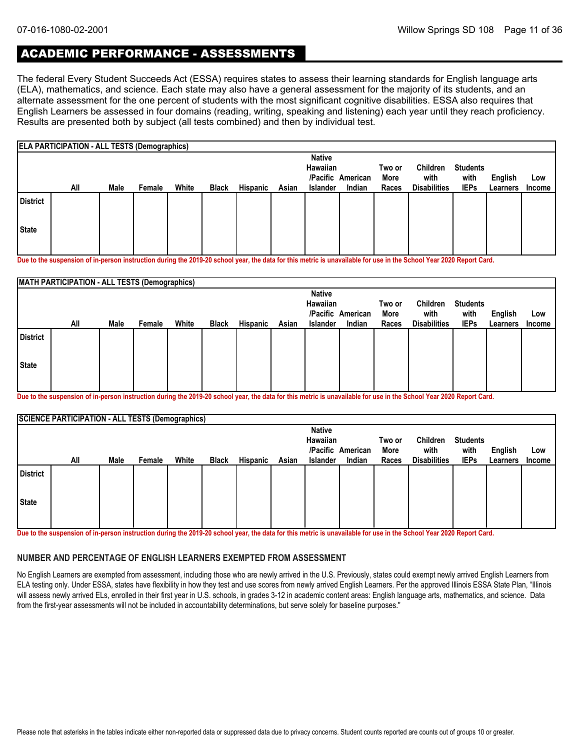# ACADEMIC PERFORMANCE - ASSESSMENTS

The federal Every Student Succeeds Act (ESSA) requires states to assess their learning standards for English language arts (ELA), mathematics, and science. Each state may also have a general assessment for the majority of its students, and an alternate assessment for the one percent of students with the most significant cognitive disabilities. ESSA also requires that English Learners be assessed in four domains (reading, writing, speaking and listening) each year until they reach proficiency. Results are presented both by subject (all tests combined) and then by individual test.

**ELA PARTICIPATION - ALL TESTS (Demographics)**

| | All | Male | Female | White | Black | Hispanic | Asian | Native Hawaiian /Pacific Islander | American Indian | Two or More Races | Children with Disabilities | Students with IEPs | English Learners | Low Income |
|---|---|---|---|---|---|---|---|---|---|---|---|---|---|---|
| District | | | | | | | | | | | | | | |
| State | | | | | | | | | | | | | | |

**Due to the suspension of in-person instruction during the 2019-20 school year, the data for this metric is unavailable for use in the School Year 2020 Report Card.**

**MATH PARTICIPATION - ALL TESTS (Demographics)**

| | All | Male | Female | White | Black | Hispanic | Asian | Native Hawaiian /Pacific Islander | American Indian | Two or More Races | Children with Disabilities | Students with IEPs | English Learners | Low Income |
|---|---|---|---|---|---|---|---|---|---|---|---|---|---|---|
| District | | | | | | | | | | | | | | |
| State | | | | | | | | | | | | | | |

**Due to the suspension of in-person instruction during the 2019-20 school year, the data for this metric is unavailable for use in the School Year 2020 Report Card.**

**SCIENCE PARTICIPATION - ALL TESTS (Demographics)**

| | All | Male | Female | White | Black | Hispanic | Asian | Native Hawaiian /Pacific Islander | American Indian | Two or More Races | Children with Disabilities | Students with IEPs | English Learners | Low Income |
|---|---|---|---|---|---|---|---|---|---|---|---|---|---|---|
| District | | | | | | | | | | | | | | |
| State | | | | | | | | | | | | | | |

**Due to the suspension of in-person instruction during the 2019-20 school year, the data for this metric is unavailable for use in the School Year 2020 Report Card.**

### NUMBER AND PERCENTAGE OF ENGLISH LEARNERS EXEMPTED FROM ASSESSMENT

No English Learners are exempted from assessment, including those who are newly arrived in the U.S. Previously, states could exempt newly arrived English Learners from ELA testing only. Under ESSA, states have flexibility in how they test and use scores from newly arrived English Learners. Per the approved Illinois ESSA State Plan, "Illinois will assess newly arrived ELs, enrolled in their first year in U.S. schools, in grades 3-12 in academic content areas: English language arts, mathematics, and science. Data from the first-year assessments will not be included in accountability determinations, but serve solely for baseline purposes."

Please note that asterisks in the tables indicate either non-reported data or suppressed data due to privacy concerns. Student counts reported are counts out of groups 10 or greater.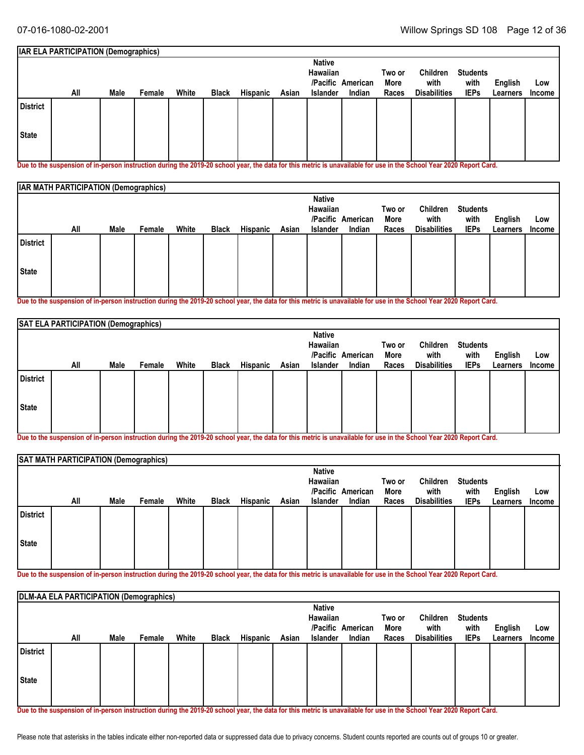## IAR ELA PARTICIPATION (Demographics)

| | All | Male | Female | White | Black | Hispanic | Asian | Native Hawaiian /Pacific Islander | American Indian | Two or More Races | Children with Disabilities | Students with IEPs | English Learners | Low Income |
|---|---|---|---|---|---|---|---|---|---|---|---|---|---|---|
| District | | | | | | | | | | | | | | |
| State | | | | | | | | | | | | | | |

Due to the suspension of in-person instruction during the 2019-20 school year, the data for this metric is unavailable for use in the School Year 2020 Report Card.

## IAR MATH PARTICIPATION (Demographics)

| | All | Male | Female | White | Black | Hispanic | Asian | Native Hawaiian /Pacific Islander | American Indian | Two or More Races | Children with Disabilities | Students with IEPs | English Learners | Low Income |
|---|---|---|---|---|---|---|---|---|---|---|---|---|---|---|
| District | | | | | | | | | | | | | | |
| State | | | | | | | | | | | | | | |

Due to the suspension of in-person instruction during the 2019-20 school year, the data for this metric is unavailable for use in the School Year 2020 Report Card.

## SAT ELA PARTICIPATION (Demographics)

| | All | Male | Female | White | Black | Hispanic | Asian | Native Hawaiian /Pacific Islander | American Indian | Two or More Races | Children with Disabilities | Students with IEPs | English Learners | Low Income |
|---|---|---|---|---|---|---|---|---|---|---|---|---|---|---|
| District | | | | | | | | | | | | | | |
| State | | | | | | | | | | | | | | |

Due to the suspension of in-person instruction during the 2019-20 school year, the data for this metric is unavailable for use in the School Year 2020 Report Card.

## SAT MATH PARTICIPATION (Demographics)

| | All | Male | Female | White | Black | Hispanic | Asian | Native Hawaiian /Pacific Islander | American Indian | Two or More Races | Children with Disabilities | Students with IEPs | English Learners | Low Income |
|---|---|---|---|---|---|---|---|---|---|---|---|---|---|---|
| District | | | | | | | | | | | | | | |
| State | | | | | | | | | | | | | | |

Due to the suspension of in-person instruction during the 2019-20 school year, the data for this metric is unavailable for use in the School Year 2020 Report Card.

## DLM-AA ELA PARTICIPATION (Demographics)

| | All | Male | Female | White | Black | Hispanic | Asian | Native Hawaiian /Pacific Islander | American Indian | Two or More Races | Children with Disabilities | Students with IEPs | English Learners | Low Income |
|---|---|---|---|---|---|---|---|---|---|---|---|---|---|---|
| District | | | | | | | | | | | | | | |
| State | | | | | | | | | | | | | | |

Due to the suspension of in-person instruction during the 2019-20 school year, the data for this metric is unavailable for use in the School Year 2020 Report Card.

Please note that asterisks in the tables indicate either non-reported data or suppressed data due to privacy concerns. Student counts reported are counts out of groups 10 or greater.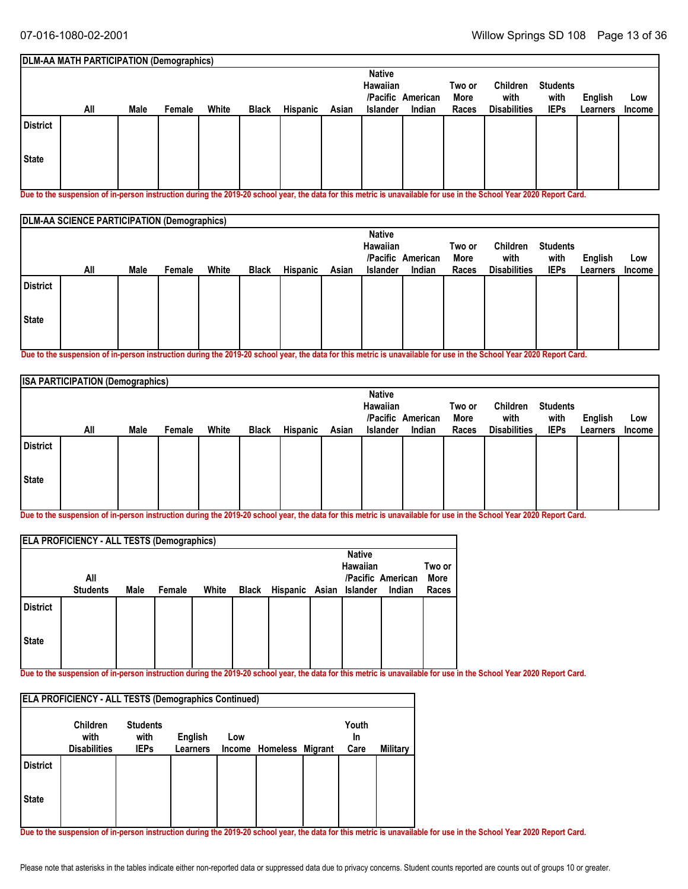## DLM-AA MATH PARTICIPATION (Demographics)

| | All | Male | Female | White | Black | Hispanic | Asian | Native Hawaiian /Pacific Islander | American Indian | Two or More Races | Children with Disabilities | Students with IEPs | English Learners | Low Income |
|---|---|---|---|---|---|---|---|---|---|---|---|---|---|---|
| District | | | | | | | | | | | | | | |
| State | | | | | | | | | | | | | | |

Due to the suspension of in-person instruction during the 2019-20 school year, the data for this metric is unavailable for use in the School Year 2020 Report Card.

## DLM-AA SCIENCE PARTICIPATION (Demographics)

| | All | Male | Female | White | Black | Hispanic | Asian | Native Hawaiian /Pacific Islander | American Indian | Two or More Races | Children with Disabilities | Students with IEPs | English Learners | Low Income |
|---|---|---|---|---|---|---|---|---|---|---|---|---|---|---|
| District | | | | | | | | | | | | | | |
| State | | | | | | | | | | | | | | |

Due to the suspension of in-person instruction during the 2019-20 school year, the data for this metric is unavailable for use in the School Year 2020 Report Card.

## ISA PARTICIPATION (Demographics)

| | All | Male | Female | White | Black | Hispanic | Asian | Native Hawaiian /Pacific Islander | American Indian | Two or More Races | Children with Disabilities | Students with IEPs | English Learners | Low Income |
|---|---|---|---|---|---|---|---|---|---|---|---|---|---|---|
| District | | | | | | | | | | | | | | |
| State | | | | | | | | | | | | | | |

Due to the suspension of in-person instruction during the 2019-20 school year, the data for this metric is unavailable for use in the School Year 2020 Report Card.

## ELA PROFICIENCY - ALL TESTS (Demographics)

| | All Students | Male | Female | White | Black | Hispanic | Asian | Native Hawaiian /Pacific Islander | American Indian | Two or More Races |
|---|---|---|---|---|---|---|---|---|---|---|
| District | | | | | | | | | | |
| State | | | | | | | | | | |

Due to the suspension of in-person instruction during the 2019-20 school year, the data for this metric is unavailable for use in the School Year 2020 Report Card.

## ELA PROFICIENCY - ALL TESTS (Demographics Continued)

| | Children with Disabilities | Students with IEPs | English Learners | Low Income | Homeless | Migrant | Youth In Care | Military |
|---|---|---|---|---|---|---|---|---|
| District | | | | | | | | |
| State | | | | | | | | |

Due to the suspension of in-person instruction during the 2019-20 school year, the data for this metric is unavailable for use in the School Year 2020 Report Card.

Please note that asterisks in the tables indicate either non-reported data or suppressed data due to privacy concerns. Student counts reported are counts out of groups 10 or greater.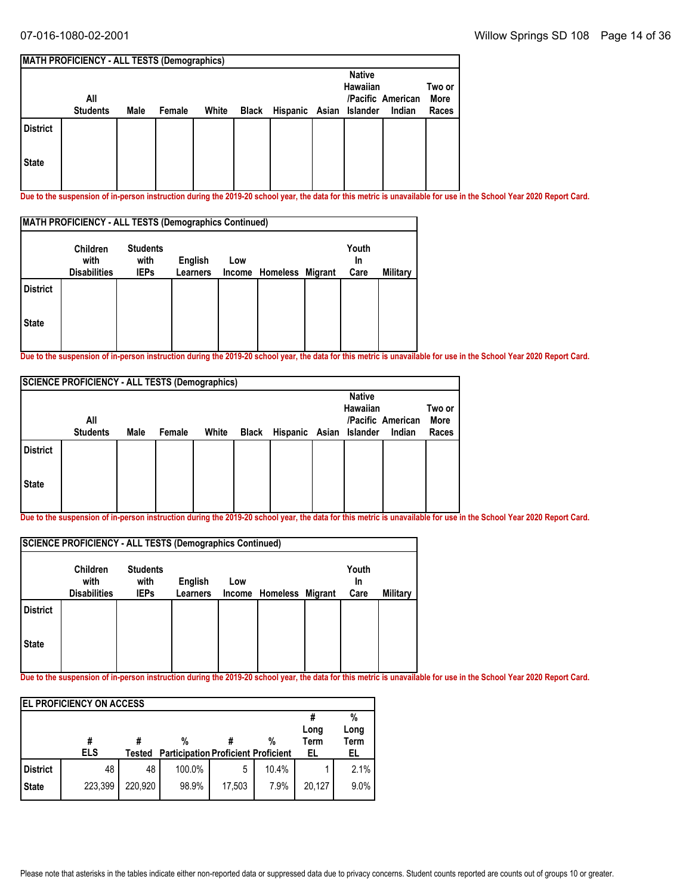| MATH PROFICIENCY - ALL TESTS (Demographics) | | | | | | | | | | |
|---|---|---|---|---|---|---|---|---|---|---|
| | All Students | Male | Female | White | Black | Hispanic | Asian | Native Hawaiian /Pacific Islander | American Indian | Two or More Races |
| District | | | | | | | | | | |
| State | | | | | | | | | | |

Due to the suspension of in-person instruction during the 2019-20 school year, the data for this metric is unavailable for use in the School Year 2020 Report Card.

| MATH PROFICIENCY - ALL TESTS (Demographics Continued) | | | | | | | | |
|---|---|---|---|---|---|---|---|---|
| | Children with Disabilities | Students with IEPs | English Learners | Low Income | Homeless | Migrant | Youth In Care | Military |
| District | | | | | | | | |
| State | | | | | | | | |

Due to the suspension of in-person instruction during the 2019-20 school year, the data for this metric is unavailable for use in the School Year 2020 Report Card.

| SCIENCE PROFICIENCY - ALL TESTS (Demographics) | | | | | | | | | | |
|---|---|---|---|---|---|---|---|---|---|---|
| | All Students | Male | Female | White | Black | Hispanic | Asian | Native Hawaiian /Pacific Islander | American Indian | Two or More Races |
| District | | | | | | | | | | |
| State | | | | | | | | | | |

Due to the suspension of in-person instruction during the 2019-20 school year, the data for this metric is unavailable for use in the School Year 2020 Report Card.

| SCIENCE PROFICIENCY - ALL TESTS (Demographics Continued) | | | | | | | | |
|---|---|---|---|---|---|---|---|---|
| | Children with Disabilities | Students with IEPs | English Learners | Low Income | Homeless | Migrant | Youth In Care | Military |
| District | | | | | | | | |
| State | | | | | | | | |

Due to the suspension of in-person instruction during the 2019-20 school year, the data for this metric is unavailable for use in the School Year 2020 Report Card.

| EL PROFICIENCY ON ACCESS | | | | | | | |
|---|---|---|---|---|---|---|---|
| | # ELS | # Tested | % Participation | # Proficient | % Proficient | # Long Term EL | % Long Term EL |
| District | 48 | 48 | 100.0% | 5 | 10.4% | 1 | 2.1% |
| State | 223,399 | 220,920 | 98.9% | 17,503 | 7.9% | 20,127 | 9.0% |

Please note that asterisks in the tables indicate either non-reported data or suppressed data due to privacy concerns. Student counts reported are counts out of groups 10 or greater.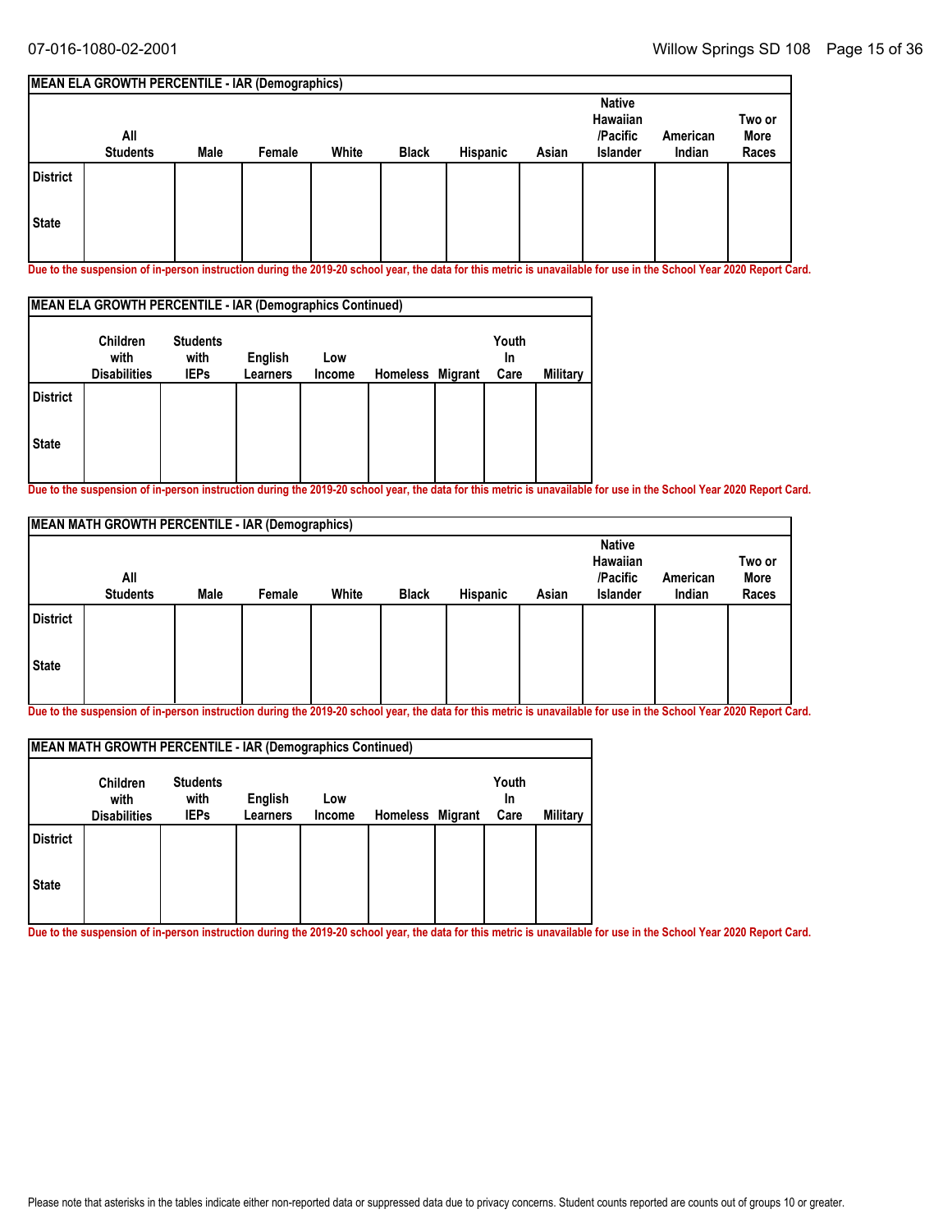| MEAN ELA GROWTH PERCENTILE - IAR (Demographics) | | | | | | | | | | |
|---|---|---|---|---|---|---|---|---|---|---|
| | All Students | Male | Female | White | Black | Hispanic | Asian | Native Hawaiian /Pacific Islander | American Indian | Two or More Races |
| District | | | | | | | | | | |
| State | | | | | | | | | | |

**Due to the suspension of in-person instruction during the 2019-20 school year, the data for this metric is unavailable for use in the School Year 2020 Report Card.**

| MEAN ELA GROWTH PERCENTILE - IAR (Demographics Continued) | | | | | | | | |
|---|---|---|---|---|---|---|---|---|
| | Children with Disabilities | Students with IEPs | English Learners | Low Income | Homeless | Migrant | Youth In Care | Military |
| District | | | | | | | | |
| State | | | | | | | | |

**Due to the suspension of in-person instruction during the 2019-20 school year, the data for this metric is unavailable for use in the School Year 2020 Report Card.**

| MEAN MATH GROWTH PERCENTILE - IAR (Demographics) | | | | | | | | | | |
|---|---|---|---|---|---|---|---|---|---|---|
| | All Students | Male | Female | White | Black | Hispanic | Asian | Native Hawaiian /Pacific Islander | American Indian | Two or More Races |
| District | | | | | | | | | | |
| State | | | | | | | | | | |

**Due to the suspension of in-person instruction during the 2019-20 school year, the data for this metric is unavailable for use in the School Year 2020 Report Card.**

| MEAN MATH GROWTH PERCENTILE - IAR (Demographics Continued) | | | | | | | | |
|---|---|---|---|---|---|---|---|---|
| | Children with Disabilities | Students with IEPs | English Learners | Low Income | Homeless | Migrant | Youth In Care | Military |
| District | | | | | | | | |
| State | | | | | | | | |

**Due to the suspension of in-person instruction during the 2019-20 school year, the data for this metric is unavailable for use in the School Year 2020 Report Card.**

Please note that asterisks in the tables indicate either non-reported data or suppressed data due to privacy concerns. Student counts reported are counts out of groups 10 or greater.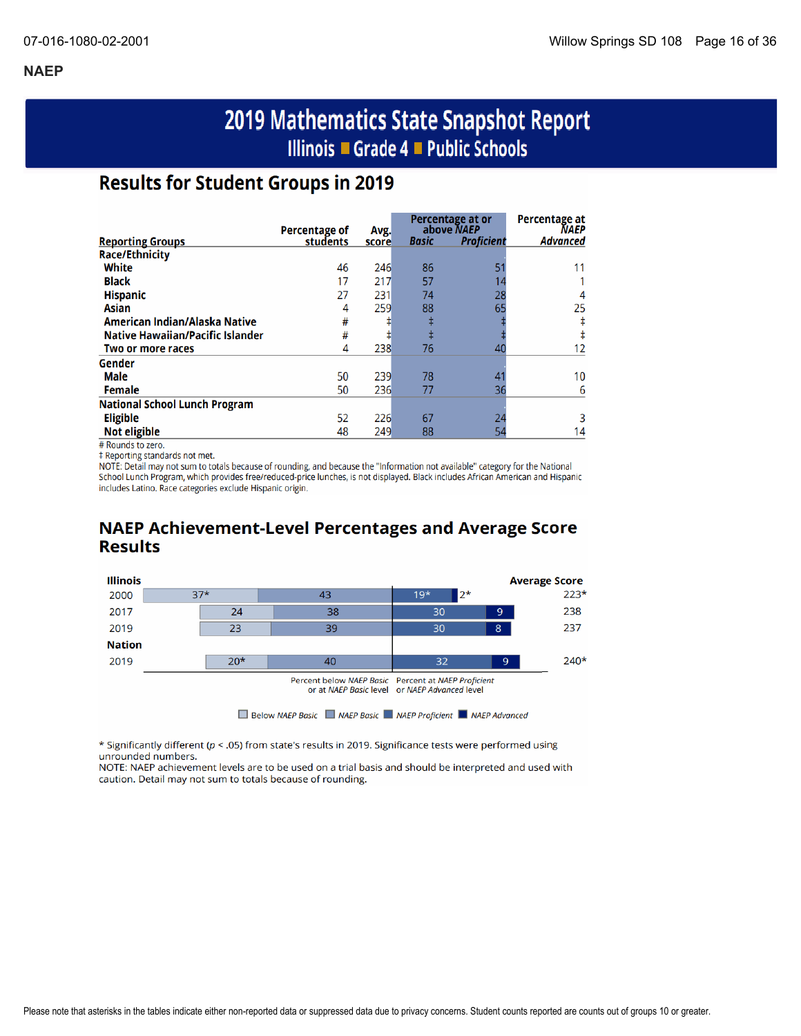## NAEP

# 2019 Mathematics State Snapshot Report

## Illinois ■ Grade 4 ■ Public Schools

## Results for Student Groups in 2019

| Reporting Groups | Percentage of students | Avg. score | Percentage at or above NAEP Basic | Percentage at or above NAEP Proficient | Percentage at NAEP Advanced |
|---|---|---|---|---|---|
| **Race/Ethnicity** | | | | | |
| White | 46 | 246 | 86 | 51 | 11 |
| Black | 17 | 217 | 57 | 14 | 1 |
| Hispanic | 27 | 231 | 74 | 28 | 4 |
| Asian | 4 | 259 | 88 | 65 | 25 |
| American Indian/Alaska Native | # | ‡ | ‡ | ‡ | ‡ |
| Native Hawaiian/Pacific Islander | # | ‡ | ‡ | ‡ | ‡ |
| Two or more races | 4 | 238 | 76 | 40 | 12 |
| **Gender** | | | | | |
| Male | 50 | 239 | 78 | 41 | 10 |
| Female | 50 | 236 | 77 | 36 | 6 |
| **National School Lunch Program** | | | | | |
| Eligible | 52 | 226 | 67 | 24 | 3 |
| Not eligible | 48 | 249 | 88 | 54 | 14 |

# Rounds to zero.
‡ Reporting standards not met.
NOTE: Detail may not sum to totals because of rounding, and because the "Information not available" category for the National School Lunch Program, which provides free/reduced-price lunches, is not displayed. Black includes African American and Hispanic includes Latino. Race categories exclude Hispanic origin.

## NAEP Achievement-Level Percentages and Average Score Results

| | Below *NAEP Basic* | *NAEP Basic* | *NAEP Proficient* | *NAEP Advanced* | Average Score |
|---|---|---|---|---|---|
| **Illinois** | | | | | |
| 2000 | 37* | 43 | 19* | 2* | 223* |
| 2017 | 24 | 38 | 30 | 9 | 238 |
| 2019 | 23 | 39 | 30 | 8 | 237 |
| **Nation** | | | | | |
| 2019 | 20* | 40 | 32 | 9 | 240* |

Percent below *NAEP Basic* or at *NAEP Basic* level | Percent at *NAEP Proficient* or *NAEP Advanced* level

\* Significantly different ($p < .05$) from state's results in 2019. Significance tests were performed using unrounded numbers.
NOTE: NAEP achievement levels are to be used on a trial basis and should be interpreted and used with caution. Detail may not sum to totals because of rounding.

Please note that asterisks in the tables indicate either non-reported data or suppressed data due to privacy concerns. Student counts reported are counts out of groups 10 or greater.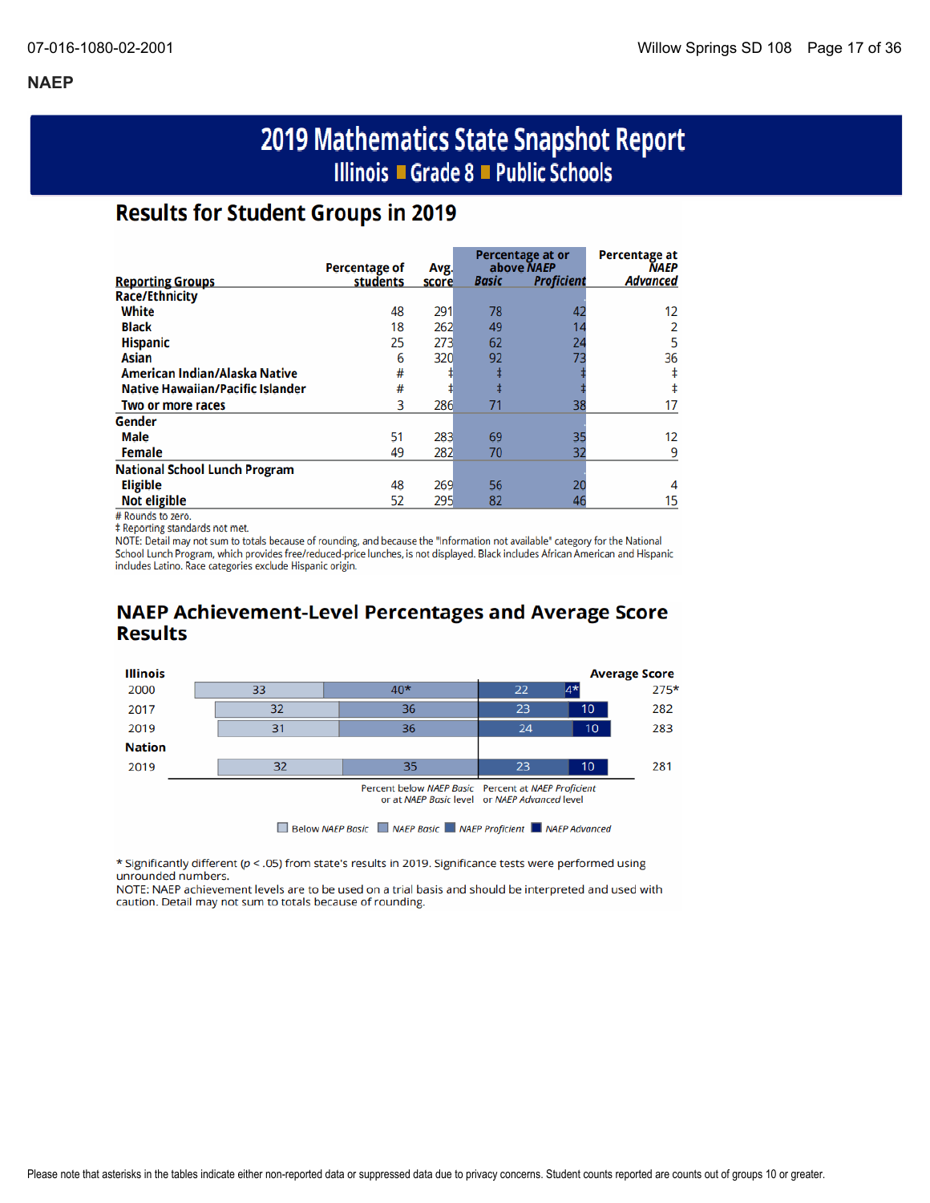## NAEP

# 2019 Mathematics State Snapshot Report

## Illinois ■ Grade 8 ■ Public Schools

## Results for Student Groups in 2019

| Reporting Groups | Percentage of students | Avg. score | Percentage at or above NAEP Basic | Percentage at or above NAEP Proficient | Percentage at NAEP Advanced |
|---|---|---|---|---|---|
| **Race/Ethnicity** | | | | | |
| White | 48 | 291 | 78 | 42 | 12 |
| Black | 18 | 262 | 49 | 14 | 2 |
| Hispanic | 25 | 273 | 62 | 24 | 5 |
| Asian | 6 | 320 | 92 | 73 | 36 |
| American Indian/Alaska Native | # | ‡ | ‡ | ‡ | ‡ |
| Native Hawaiian/Pacific Islander | # | ‡ | ‡ | ‡ | ‡ |
| Two or more races | 3 | 286 | 71 | 38 | 17 |
| **Gender** | | | | | |
| Male | 51 | 283 | 69 | 35 | 12 |
| Female | 49 | 282 | 70 | 32 | 9 |
| **National School Lunch Program** | | | | | |
| Eligible | 48 | 269 | 56 | 20 | 4 |
| Not eligible | 52 | 295 | 82 | 46 | 15 |

# Rounds to zero.
‡ Reporting standards not met.
NOTE: Detail may not sum to totals because of rounding, and because the "Information not available" category for the National School Lunch Program, which provides free/reduced-price lunches, is not displayed. Black includes African American and Hispanic includes Latino. Race categories exclude Hispanic origin.

## NAEP Achievement-Level Percentages and Average Score Results

| | Below NAEP Basic | NAEP Basic | NAEP Proficient | NAEP Advanced | Average Score |
|---|---|---|---|---|---|
| **Illinois** | | | | | |
| 2000 | 33 | 40* | 22 | 4* | 275* |
| 2017 | 32 | 36 | 23 | 10 | 282 |
| 2019 | 31 | 36 | 24 | 10 | 283 |
| **Nation** | | | | | |
| 2019 | 32 | 35 | 23 | 10 | 281 |

Percent below *NAEP Basic* or at *NAEP Basic* level | Percent at *NAEP Proficient* or *NAEP Advanced* level

\* Significantly different ($p < .05$) from state's results in 2019. Significance tests were performed using unrounded numbers.
NOTE: NAEP achievement levels are to be used on a trial basis and should be interpreted and used with caution. Detail may not sum to totals because of rounding.

Please note that asterisks in the tables indicate either non-reported data or suppressed data due to privacy concerns. Student counts reported are counts out of groups 10 or greater.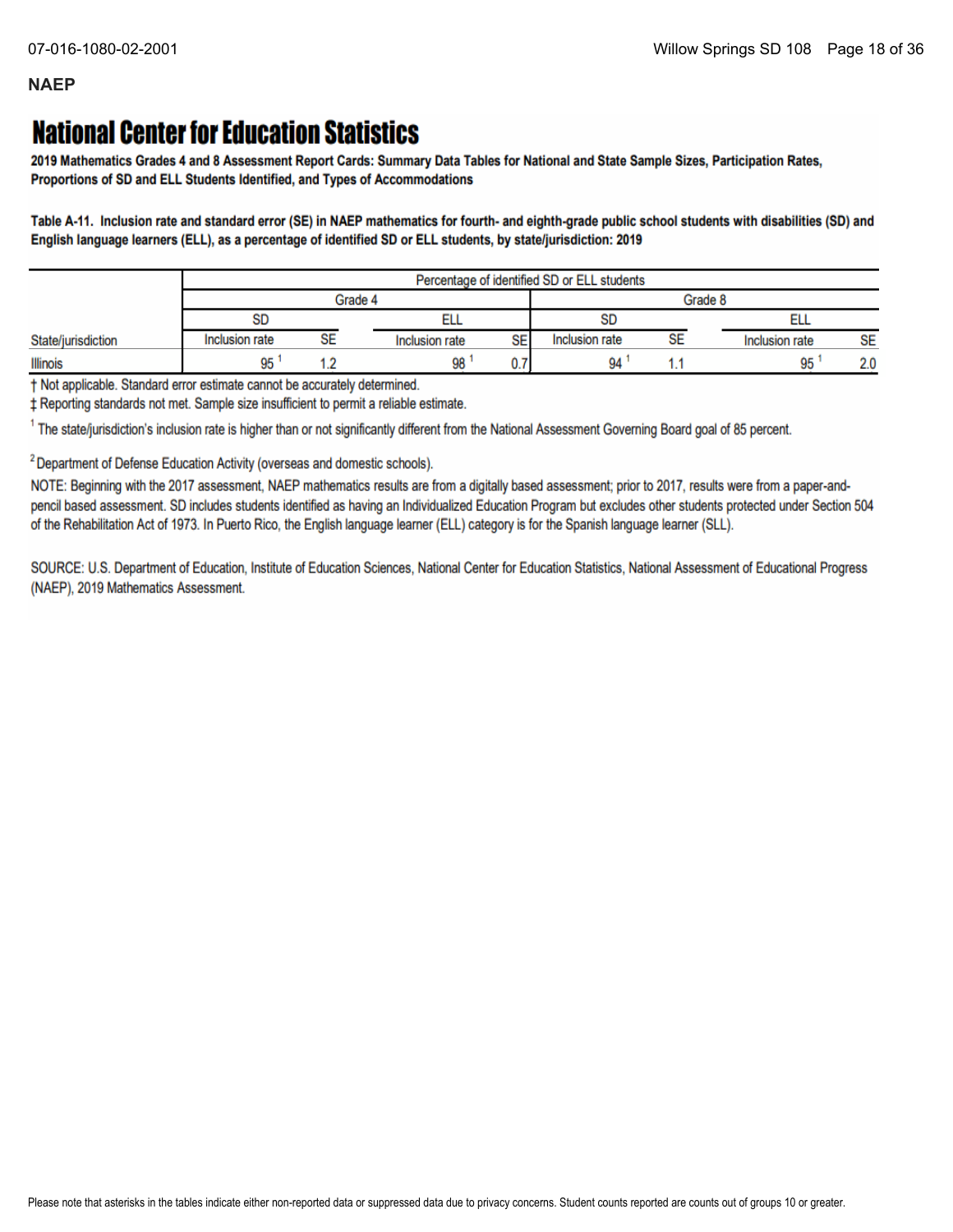## NAEP

# National Center for Education Statistics

**2019 Mathematics Grades 4 and 8 Assessment Report Cards: Summary Data Tables for National and State Sample Sizes, Participation Rates, Proportions of SD and ELL Students Identified, and Types of Accommodations**

**Table A-11. Inclusion rate and standard error (SE) in NAEP mathematics for fourth- and eighth-grade public school students with disabilities (SD) and English language learners (ELL), as a percentage of identified SD or ELL students, by state/jurisdiction: 2019**

| | Percentage of identified SD or ELL students | | | | | | | |
|---|---|---|---|---|---|---|---|---|
| | Grade 4 | | | | Grade 8 | | | |
| | SD | | ELL | | SD | | ELL | |
| State/jurisdiction | Inclusion rate | SE | Inclusion rate | SE | Inclusion rate | SE | Inclusion rate | SE |
| Illinois | 95 [1] | 1.2 | 98 [1] | 0.7 | 94 [1] | 1.1 | 95 [1] | 2.0 |

† Not applicable. Standard error estimate cannot be accurately determined.

‡ Reporting standards not met. Sample size insufficient to permit a reliable estimate.

[1] The state/jurisdiction's inclusion rate is higher than or not significantly different from the National Assessment Governing Board goal of 85 percent.

[2] Department of Defense Education Activity (overseas and domestic schools).

NOTE: Beginning with the 2017 assessment, NAEP mathematics results are from a digitally based assessment; prior to 2017, results were from a paper-and-pencil based assessment. SD includes students identified as having an Individualized Education Program but excludes other students protected under Section 504 of the Rehabilitation Act of 1973. In Puerto Rico, the English language learner (ELL) category is for the Spanish language learner (SLL).

SOURCE: U.S. Department of Education, Institute of Education Sciences, National Center for Education Statistics, National Assessment of Educational Progress (NAEP), 2019 Mathematics Assessment.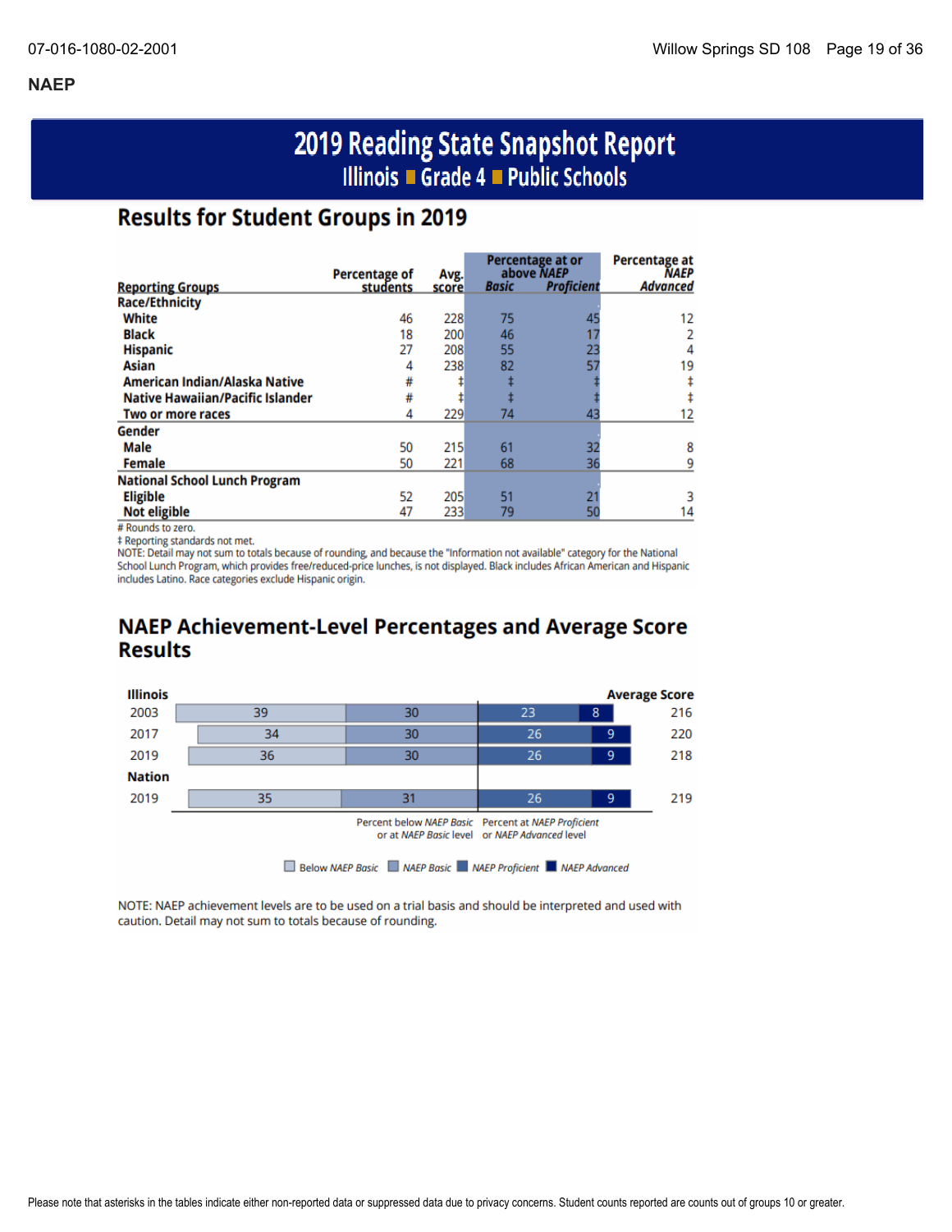## NAEP

# 2019 Reading State Snapshot Report

## Illinois ■ Grade 4 ■ Public Schools

### Results for Student Groups in 2019

| Reporting Groups | Percentage of students | Avg. score | Percentage at or above *NAEP* *Basic* | Percentage at or above *NAEP* *Proficient* | Percentage at *NAEP* *Advanced* |
|---|---|---|---|---|---|
| **Race/Ethnicity** | | | | | |
| White | 46 | 228 | 75 | 45 | 12 |
| Black | 18 | 200 | 46 | 17 | 2 |
| Hispanic | 27 | 208 | 55 | 23 | 4 |
| Asian | 4 | 238 | 82 | 57 | 19 |
| American Indian/Alaska Native | # | ‡ | ‡ | ‡ | ‡ |
| Native Hawaiian/Pacific Islander | # | ‡ | ‡ | ‡ | ‡ |
| Two or more races | 4 | 229 | 74 | 43 | 12 |
| **Gender** | | | | | |
| Male | 50 | 215 | 61 | 32 | 8 |
| Female | 50 | 221 | 68 | 36 | 9 |
| **National School Lunch Program** | | | | | |
| Eligible | 52 | 205 | 51 | 21 | 3 |
| Not eligible | 47 | 233 | 79 | 50 | 14 |

# Rounds to zero.
‡ Reporting standards not met.
NOTE: Detail may not sum to totals because of rounding, and because the "Information not available" category for the National School Lunch Program, which provides free/reduced-price lunches, is not displayed. Black includes African American and Hispanic includes Latino. Race categories exclude Hispanic origin.

### NAEP Achievement-Level Percentages and Average Score Results

| | Below *NAEP Basic* | *NAEP Basic* | *NAEP Proficient* | *NAEP Advanced* | Average Score |
|---|---|---|---|---|---|
| **Illinois** | | | | | |
| 2003 | 39 | 30 | 23 | 8 | 216 |
| 2017 | 34 | 30 | 26 | 9 | 220 |
| 2019 | 36 | 30 | 26 | 9 | 218 |
| **Nation** | | | | | |
| 2019 | 35 | 31 | 26 | 9 | 219 |

Percent below *NAEP Basic* or at *NAEP Basic* level | Percent at *NAEP Proficient* or *NAEP Advanced* level

NOTE: NAEP achievement levels are to be used on a trial basis and should be interpreted and used with caution. Detail may not sum to totals because of rounding.

Please note that asterisks in the tables indicate either non-reported data or suppressed data due to privacy concerns. Student counts reported are counts out of groups 10 or greater.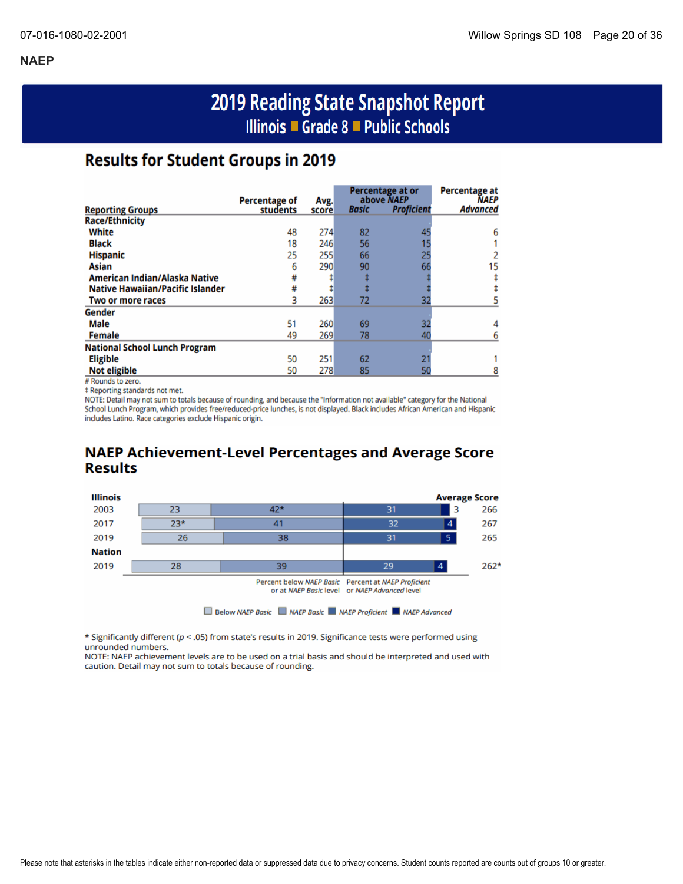## NAEP

# 2019 Reading State Snapshot Report

**Illinois ■ Grade 8 ■ Public Schools**

## Results for Student Groups in 2019

| Reporting Groups | Percentage of students | Avg. score | Percentage at or above *NAEP Basic* | Percentage at or above *NAEP Proficient* | Percentage at *NAEP Advanced* |
|---|---|---|---|---|---|
| **Race/Ethnicity** | | | | | |
| White | 48 | 274 | 82 | 45 | 6 |
| Black | 18 | 246 | 56 | 15 | 1 |
| Hispanic | 25 | 255 | 66 | 25 | 2 |
| Asian | 6 | 290 | 90 | 66 | 15 |
| American Indian/Alaska Native | # | ‡ | ‡ | ‡ | ‡ |
| Native Hawaiian/Pacific Islander | # | ‡ | ‡ | ‡ | ‡ |
| Two or more races | 3 | 263 | 72 | 32 | 5 |
| **Gender** | | | | | |
| Male | 51 | 260 | 69 | 32 | 4 |
| Female | 49 | 269 | 78 | 40 | 6 |
| **National School Lunch Program** | | | | | |
| Eligible | 50 | 251 | 62 | 21 | 1 |
| Not eligible | 50 | 278 | 85 | 50 | 8 |

# Rounds to zero.

‡ Reporting standards not met.

NOTE: Detail may not sum to totals because of rounding, and because the "Information not available" category for the National School Lunch Program, which provides free/reduced-price lunches, is not displayed. Black includes African American and Hispanic includes Latino. Race categories exclude Hispanic origin.

## NAEP Achievement-Level Percentages and Average Score Results

| | Below *NAEP Basic* | *NAEP Basic* | *NAEP Proficient* | *NAEP Advanced* | Average Score |
|---|---|---|---|---|---|
| **Illinois** | | | | | |
| 2003 | 23 | 42* | 31 | 3 | 266 |
| 2017 | 23* | 41 | 32 | 4 | 267 |
| 2019 | 26 | 38 | 31 | 5 | 265 |
| **Nation** | | | | | |
| 2019 | 28 | 39 | 29 | 4 | 262* |

Percent below *NAEP Basic* or at *NAEP Basic* level | Percent at *NAEP Proficient* or *NAEP Advanced* level

\* Significantly different ($p < .05$) from state's results in 2019. Significance tests were performed using unrounded numbers.

NOTE: NAEP achievement levels are to be used on a trial basis and should be interpreted and used with caution. Detail may not sum to totals because of rounding.

Please note that asterisks in the tables indicate either non-reported data or suppressed data due to privacy concerns. Student counts reported are counts out of groups 10 or greater.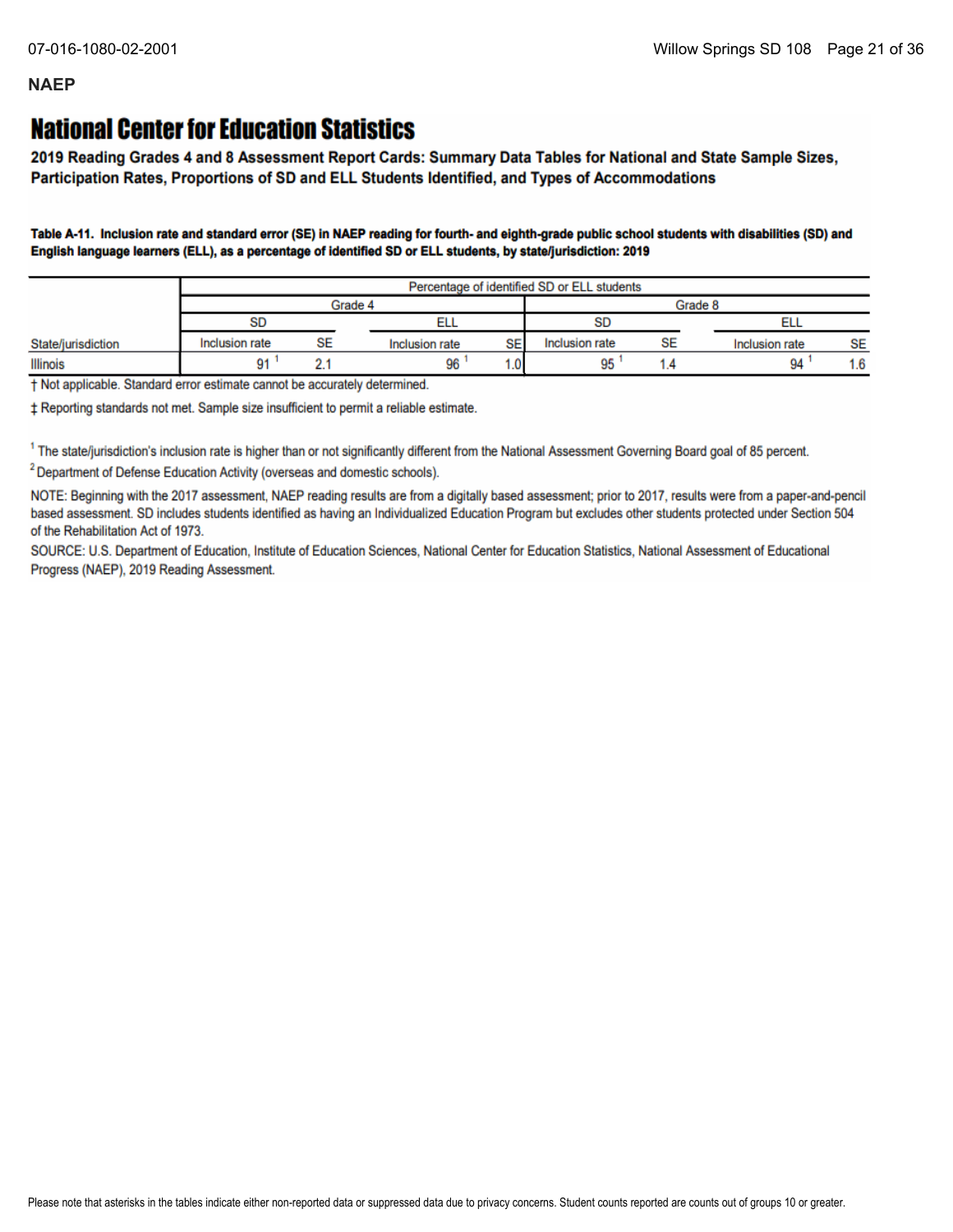**NAEP**

# National Center for Education Statistics

**2019 Reading Grades 4 and 8 Assessment Report Cards: Summary Data Tables for National and State Sample Sizes, Participation Rates, Proportions of SD and ELL Students Identified, and Types of Accommodations**

**Table A-11. Inclusion rate and standard error (SE) in NAEP reading for fourth- and eighth-grade public school students with disabilities (SD) and English language learners (ELL), as a percentage of identified SD or ELL students, by state/jurisdiction: 2019**

| | Percentage of identified SD or ELL students | | | | | | | |
|---|---|---|---|---|---|---|---|---|
| | Grade 4 | | | | Grade 8 | | | |
| | SD | | ELL | | SD | | ELL | |
| State/jurisdiction | Inclusion rate | SE | Inclusion rate | SE | Inclusion rate | SE | Inclusion rate | SE |
| Illinois | 91 [1] | 2.1 | 96 [1] | 1.0 | 95 [1] | 1.4 | 94 [1] | 1.6 |

† Not applicable. Standard error estimate cannot be accurately determined.

‡ Reporting standards not met. Sample size insufficient to permit a reliable estimate.

[1] The state/jurisdiction's inclusion rate is higher than or not significantly different from the National Assessment Governing Board goal of 85 percent.

[2] Department of Defense Education Activity (overseas and domestic schools).

NOTE: Beginning with the 2017 assessment, NAEP reading results are from a digitally based assessment; prior to 2017, results were from a paper-and-pencil based assessment. SD includes students identified as having an Individualized Education Program but excludes other students protected under Section 504 of the Rehabilitation Act of 1973.

SOURCE: U.S. Department of Education, Institute of Education Sciences, National Center for Education Statistics, National Assessment of Educational Progress (NAEP), 2019 Reading Assessment.

Please note that asterisks in the tables indicate either non-reported data or suppressed data due to privacy concerns. Student counts reported are counts out of groups 10 or greater.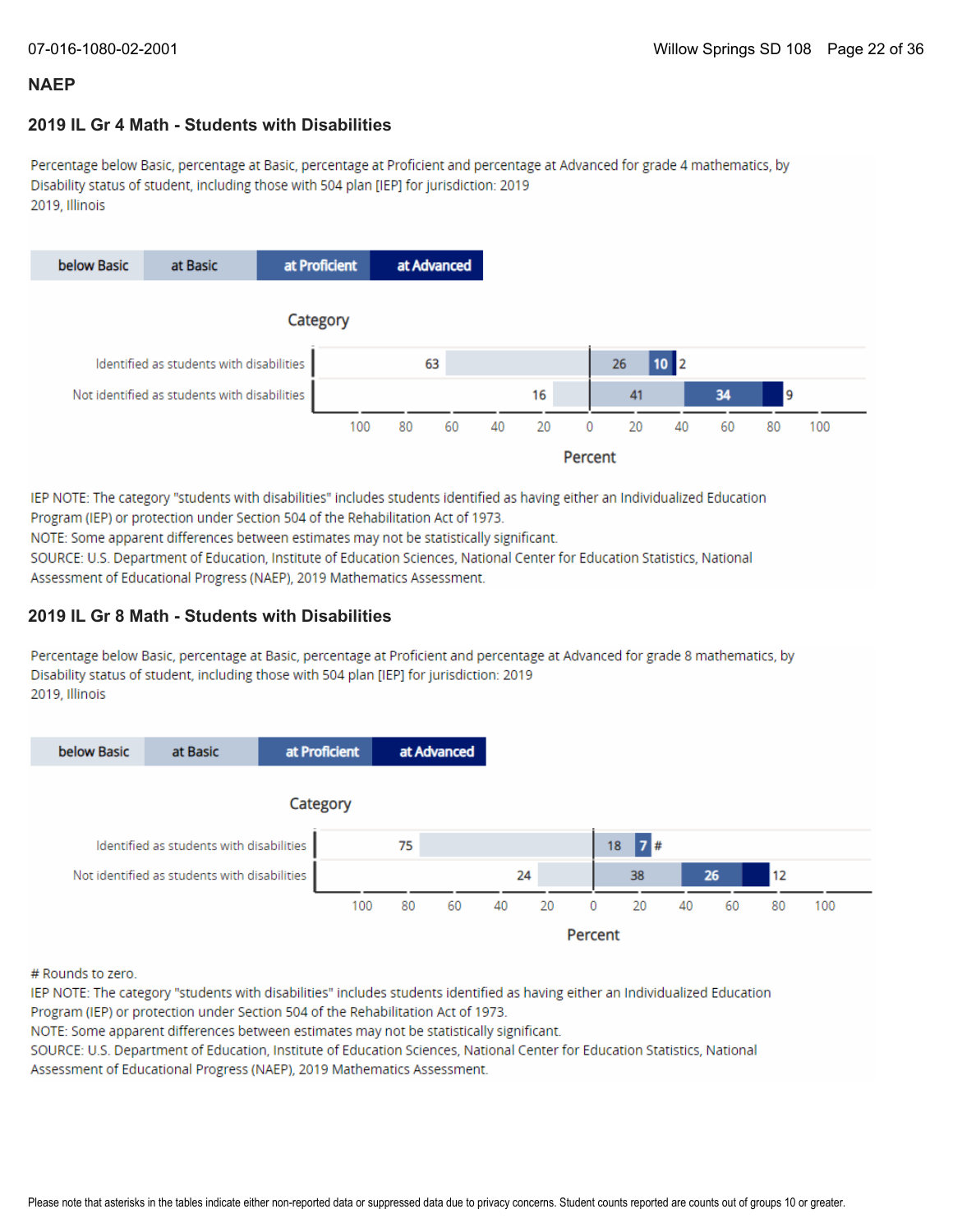## NAEP

### 2019 IL Gr 4 Math - Students with Disabilities

Percentage below Basic, percentage at Basic, percentage at Proficient and percentage at Advanced for grade 4 mathematics, by Disability status of student, including those with 504 plan [IEP] for jurisdiction: 2019
2019, Illinois

| Category | below Basic | at Basic | at Proficient | at Advanced |
| --- | --- | --- | --- | --- |
| Identified as students with disabilities | 63 | 26 | 10 | 2 |
| Not identified as students with disabilities | 16 | 41 | 34 | 9 |

IEP NOTE: The category "students with disabilities" includes students identified as having either an Individualized Education Program (IEP) or protection under Section 504 of the Rehabilitation Act of 1973.
NOTE: Some apparent differences between estimates may not be statistically significant.
SOURCE: U.S. Department of Education, Institute of Education Sciences, National Center for Education Statistics, National Assessment of Educational Progress (NAEP), 2019 Mathematics Assessment.

### 2019 IL Gr 8 Math - Students with Disabilities

Percentage below Basic, percentage at Basic, percentage at Proficient and percentage at Advanced for grade 8 mathematics, by Disability status of student, including those with 504 plan [IEP] for jurisdiction: 2019
2019, Illinois

| Category | below Basic | at Basic | at Proficient | at Advanced |
| --- | --- | --- | --- | --- |
| Identified as students with disabilities | 75 | 18 | 7 | # |
| Not identified as students with disabilities | 24 | 38 | 26 | 12 |

# Rounds to zero.
IEP NOTE: The category "students with disabilities" includes students identified as having either an Individualized Education Program (IEP) or protection under Section 504 of the Rehabilitation Act of 1973.
NOTE: Some apparent differences between estimates may not be statistically significant.
SOURCE: U.S. Department of Education, Institute of Education Sciences, National Center for Education Statistics, National Assessment of Educational Progress (NAEP), 2019 Mathematics Assessment.

Please note that asterisks in the tables indicate either non-reported data or suppressed data due to privacy concerns. Student counts reported are counts out of groups 10 or greater.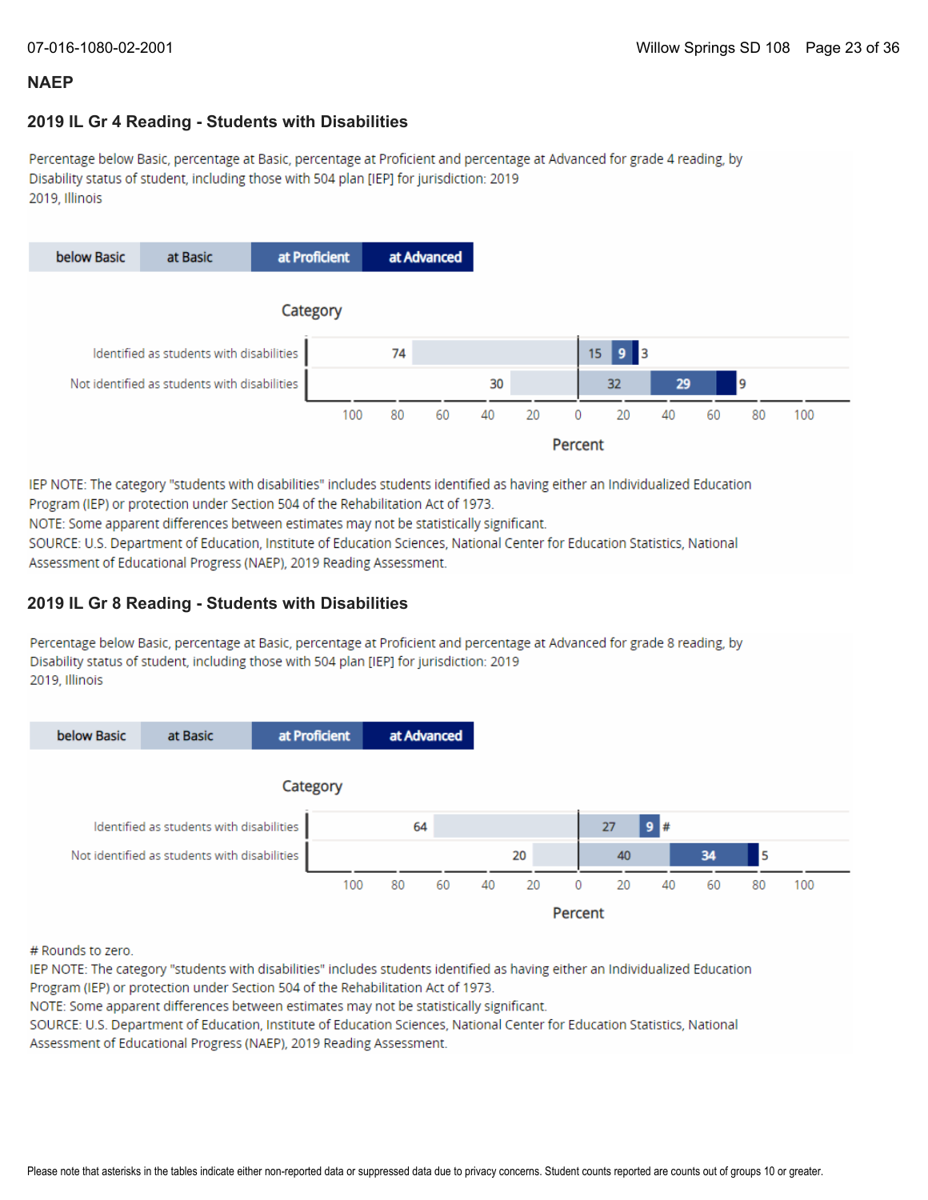## NAEP

### 2019 IL Gr 4 Reading - Students with Disabilities

Percentage below Basic, percentage at Basic, percentage at Proficient and percentage at Advanced for grade 4 reading, by Disability status of student, including those with 504 plan [IEP] for jurisdiction: 2019
2019, Illinois

| Category | below Basic | at Basic | at Proficient | at Advanced |
|---|---|---|---|---|
| Identified as students with disabilities | 74 | 15 | 9 | 3 |
| Not identified as students with disabilities | 30 | 32 | 29 | 9 |

IEP NOTE: The category "students with disabilities" includes students identified as having either an Individualized Education Program (IEP) or protection under Section 504 of the Rehabilitation Act of 1973.
NOTE: Some apparent differences between estimates may not be statistically significant.
SOURCE: U.S. Department of Education, Institute of Education Sciences, National Center for Education Statistics, National Assessment of Educational Progress (NAEP), 2019 Reading Assessment.

### 2019 IL Gr 8 Reading - Students with Disabilities

Percentage below Basic, percentage at Basic, percentage at Proficient and percentage at Advanced for grade 8 reading, by Disability status of student, including those with 504 plan [IEP] for jurisdiction: 2019
2019, Illinois

| Category | below Basic | at Basic | at Proficient | at Advanced |
|---|---|---|---|---|
| Identified as students with disabilities | 64 | 27 | 9 | # |
| Not identified as students with disabilities | 20 | 40 | 34 | 5 |

# Rounds to zero.
IEP NOTE: The category "students with disabilities" includes students identified as having either an Individualized Education Program (IEP) or protection under Section 504 of the Rehabilitation Act of 1973.
NOTE: Some apparent differences between estimates may not be statistically significant.
SOURCE: U.S. Department of Education, Institute of Education Sciences, National Center for Education Statistics, National Assessment of Educational Progress (NAEP), 2019 Reading Assessment.

Please note that asterisks in the tables indicate either non-reported data or suppressed data due to privacy concerns. Student counts reported are counts out of groups 10 or greater.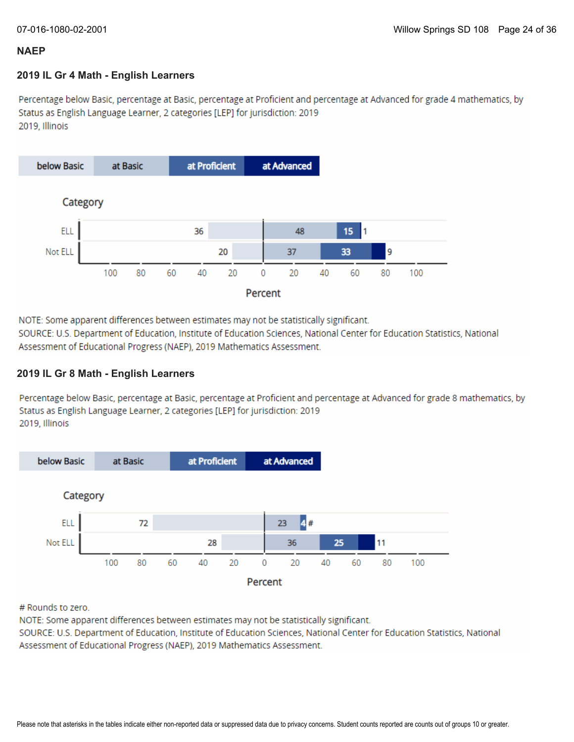## NAEP

### 2019 IL Gr 4 Math - English Learners

Percentage below Basic, percentage at Basic, percentage at Proficient and percentage at Advanced for grade 4 mathematics, by Status as English Language Learner, 2 categories [LEP] for jurisdiction: 2019
2019, Illinois

| Category | below Basic | at Basic | at Proficient | at Advanced |
|---|---|---|---|---|
| ELL | 36 | 48 | 15 | 1 |
| Not ELL | 20 | 37 | 33 | 9 |

NOTE: Some apparent differences between estimates may not be statistically significant.
SOURCE: U.S. Department of Education, Institute of Education Sciences, National Center for Education Statistics, National Assessment of Educational Progress (NAEP), 2019 Mathematics Assessment.

### 2019 IL Gr 8 Math - English Learners

Percentage below Basic, percentage at Basic, percentage at Proficient and percentage at Advanced for grade 8 mathematics, by Status as English Language Learner, 2 categories [LEP] for jurisdiction: 2019
2019, Illinois

| Category | below Basic | at Basic | at Proficient | at Advanced |
|---|---|---|---|---|
| ELL | 72 | 23 | 4 | # |
| Not ELL | 28 | 36 | 25 | 11 |

# Rounds to zero.
NOTE: Some apparent differences between estimates may not be statistically significant.
SOURCE: U.S. Department of Education, Institute of Education Sciences, National Center for Education Statistics, National Assessment of Educational Progress (NAEP), 2019 Mathematics Assessment.

Please note that asterisks in the tables indicate either non-reported data or suppressed data due to privacy concerns. Student counts reported are counts out of groups 10 or greater.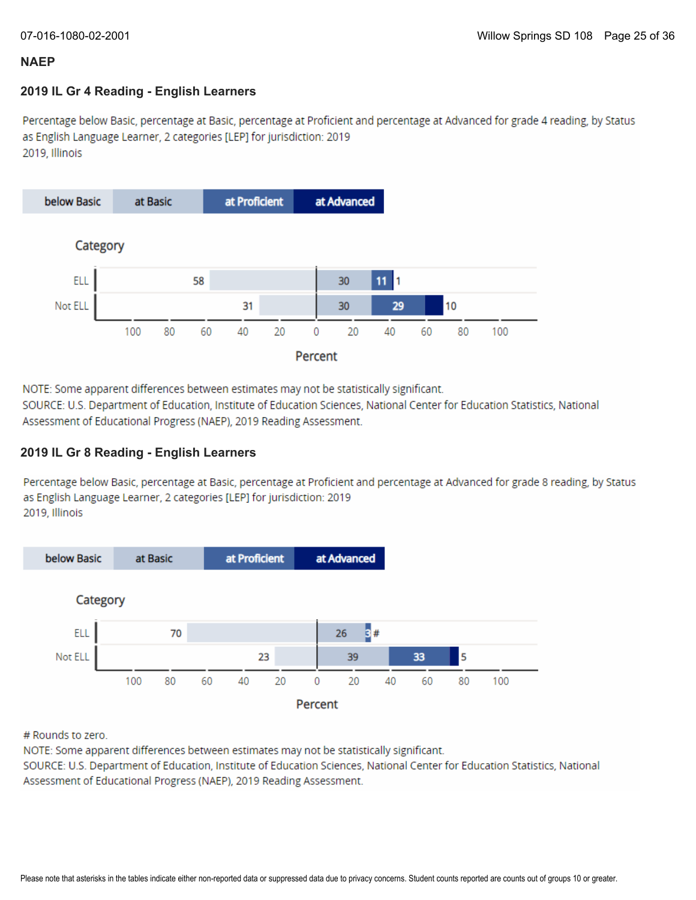## NAEP

### 2019 IL Gr 4 Reading - English Learners

Percentage below Basic, percentage at Basic, percentage at Proficient and percentage at Advanced for grade 4 reading, by Status as English Language Learner, 2 categories [LEP] for jurisdiction: 2019
2019, Illinois

| Category | below Basic | at Basic | at Proficient | at Advanced |
|---|---|---|---|---|
| ELL | 58 | 30 | 11 | 1 |
| Not ELL | 31 | 30 | 29 | 10 |

NOTE: Some apparent differences between estimates may not be statistically significant.
SOURCE: U.S. Department of Education, Institute of Education Sciences, National Center for Education Statistics, National Assessment of Educational Progress (NAEP), 2019 Reading Assessment.

### 2019 IL Gr 8 Reading - English Learners

Percentage below Basic, percentage at Basic, percentage at Proficient and percentage at Advanced for grade 8 reading, by Status as English Language Learner, 2 categories [LEP] for jurisdiction: 2019
2019, Illinois

| Category | below Basic | at Basic | at Proficient | at Advanced |
|---|---|---|---|---|
| ELL | 70 | 26 | 3 | # |
| Not ELL | 23 | 39 | 33 | 5 |

# Rounds to zero.
NOTE: Some apparent differences between estimates may not be statistically significant.
SOURCE: U.S. Department of Education, Institute of Education Sciences, National Center for Education Statistics, National Assessment of Educational Progress (NAEP), 2019 Reading Assessment.

Please note that asterisks in the tables indicate either non-reported data or suppressed data due to privacy concerns. Student counts reported are counts out of groups 10 or greater.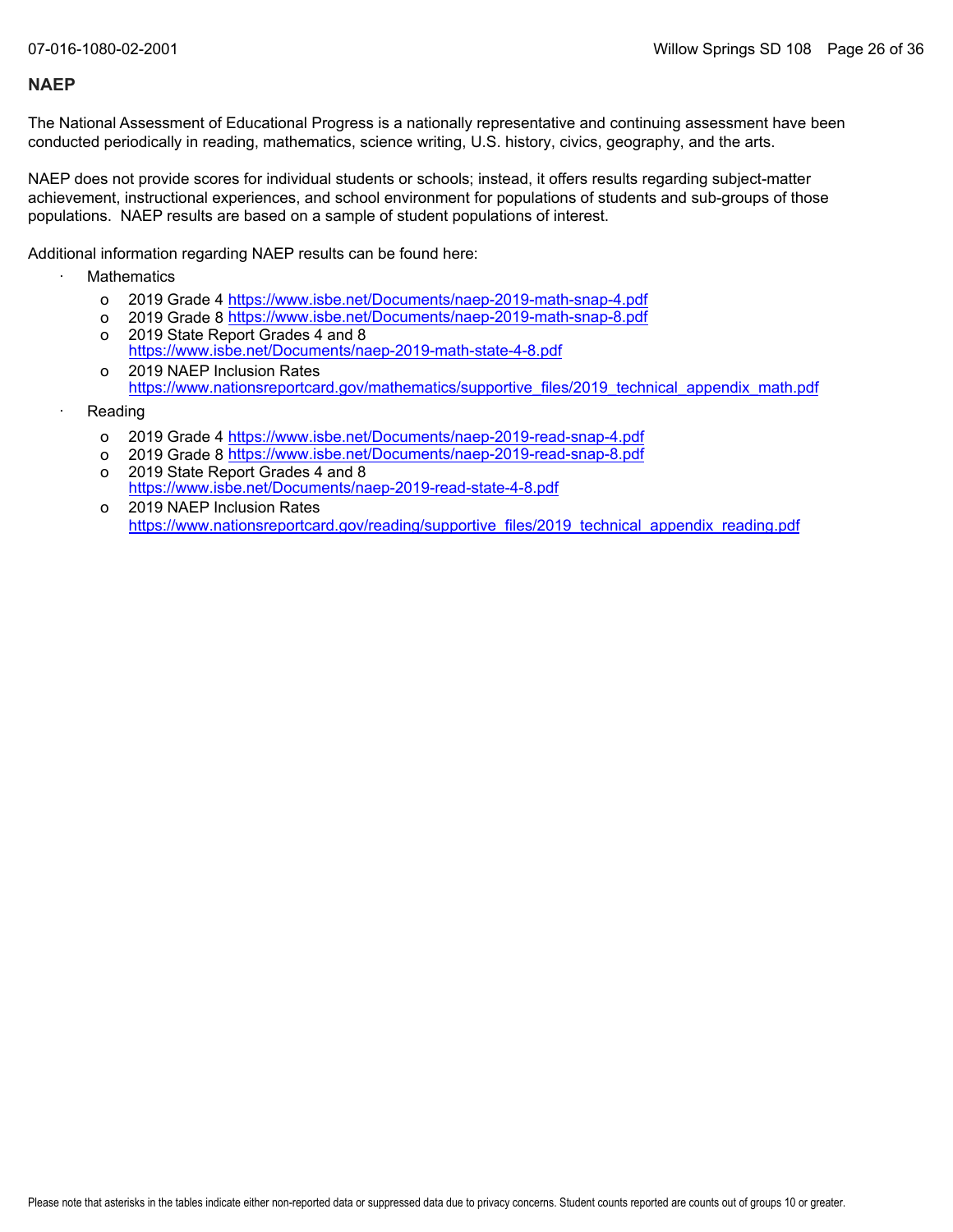## NAEP

The National Assessment of Educational Progress is a nationally representative and continuing assessment have been conducted periodically in reading, mathematics, science writing, U.S. history, civics, geography, and the arts.

NAEP does not provide scores for individual students or schools; instead, it offers results regarding subject-matter achievement, instructional experiences, and school environment for populations of students and sub-groups of those populations. NAEP results are based on a sample of student populations of interest.

Additional information regarding NAEP results can be found here:

- Mathematics
  - 2019 Grade 4 https://www.isbe.net/Documents/naep-2019-math-snap-4.pdf
  - 2019 Grade 8 https://www.isbe.net/Documents/naep-2019-math-snap-8.pdf
  - 2019 State Report Grades 4 and 8 https://www.isbe.net/Documents/naep-2019-math-state-4-8.pdf
  - 2019 NAEP Inclusion Rates https://www.nationsreportcard.gov/mathematics/supportive_files/2019_technical_appendix_math.pdf
- Reading
  - 2019 Grade 4 https://www.isbe.net/Documents/naep-2019-read-snap-4.pdf
  - 2019 Grade 8 https://www.isbe.net/Documents/naep-2019-read-snap-8.pdf
  - 2019 State Report Grades 4 and 8 https://www.isbe.net/Documents/naep-2019-read-state-4-8.pdf
  - 2019 NAEP Inclusion Rates https://www.nationsreportcard.gov/reading/supportive_files/2019_technical_appendix_reading.pdf

Please note that asterisks in the tables indicate either non-reported data or suppressed data due to privacy concerns. Student counts reported are counts out of groups 10 or greater.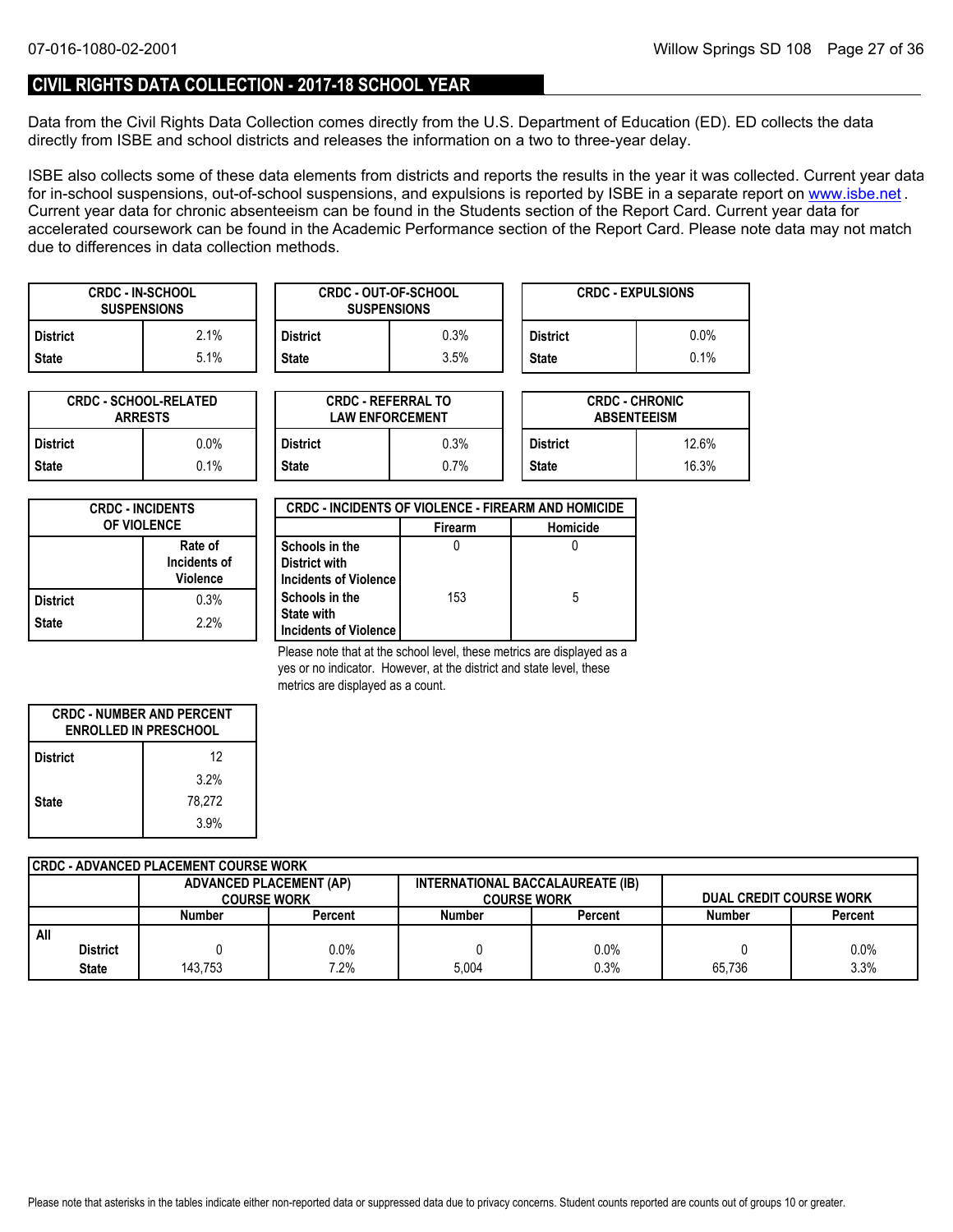## CIVIL RIGHTS DATA COLLECTION - 2017-18 SCHOOL YEAR

Data from the Civil Rights Data Collection comes directly from the U.S. Department of Education (ED). ED collects the data directly from ISBE and school districts and releases the information on a two to three-year delay.

ISBE also collects some of these data elements from districts and reports the results in the year it was collected. Current year data for in-school suspensions, out-of-school suspensions, and expulsions is reported by ISBE in a separate report on www.isbe.net . Current year data for chronic absenteeism can be found in the Students section of the Report Card. Current year data for accelerated coursework can be found in the Academic Performance section of the Report Card. Please note data may not match due to differences in data collection methods.

| CRDC - IN-SCHOOL SUSPENSIONS | |
|---|---|
| District | 2.1% |
| State | 5.1% |

| CRDC - OUT-OF-SCHOOL SUSPENSIONS | |
|---|---|
| District | 0.3% |
| State | 3.5% |

| CRDC - EXPULSIONS | |
|---|---|
| District | 0.0% |
| State | 0.1% |

| CRDC - SCHOOL-RELATED ARRESTS | |
|---|---|
| District | 0.0% |
| State | 0.1% |

| CRDC - REFERRAL TO LAW ENFORCEMENT | |
|---|---|
| District | 0.3% |
| State | 0.7% |

| CRDC - CHRONIC ABSENTEEISM | |
|---|---|
| District | 12.6% |
| State | 16.3% |

| CRDC - INCIDENTS OF VIOLENCE | Rate of Incidents of Violence |
|---|---|
| District | 0.3% |
| State | 2.2% |

| CRDC - INCIDENTS OF VIOLENCE - FIREARM AND HOMICIDE | Firearm | Homicide |
|---|---|---|
| Schools in the District with Incidents of Violence | 0 | 0 |
| Schools in the State with Incidents of Violence | 153 | 5 |

Please note that at the school level, these metrics are displayed as a yes or no indicator. However, at the district and state level, these metrics are displayed as a count.

| CRDC - NUMBER AND PERCENT ENROLLED IN PRESCHOOL | |
|---|---|
| District | 12 |
| | 3.2% |
| State | 78,272 |
| | 3.9% |

| CRDC - ADVANCED PLACEMENT COURSE WORK | ADVANCED PLACEMENT (AP) COURSE WORK | | INTERNATIONAL BACCALAUREATE (IB) COURSE WORK | | DUAL CREDIT COURSE WORK | |
|---|---|---|---|---|---|---|
| | Number | Percent | Number | Percent | Number | Percent |
| All | | | | | | |
| District | 0 | 0.0% | 0 | 0.0% | 0 | 0.0% |
| State | 143,753 | 7.2% | 5,004 | 0.3% | 65,736 | 3.3% |

Please note that asterisks in the tables indicate either non-reported data or suppressed data due to privacy concerns. Student counts reported are counts out of groups 10 or greater.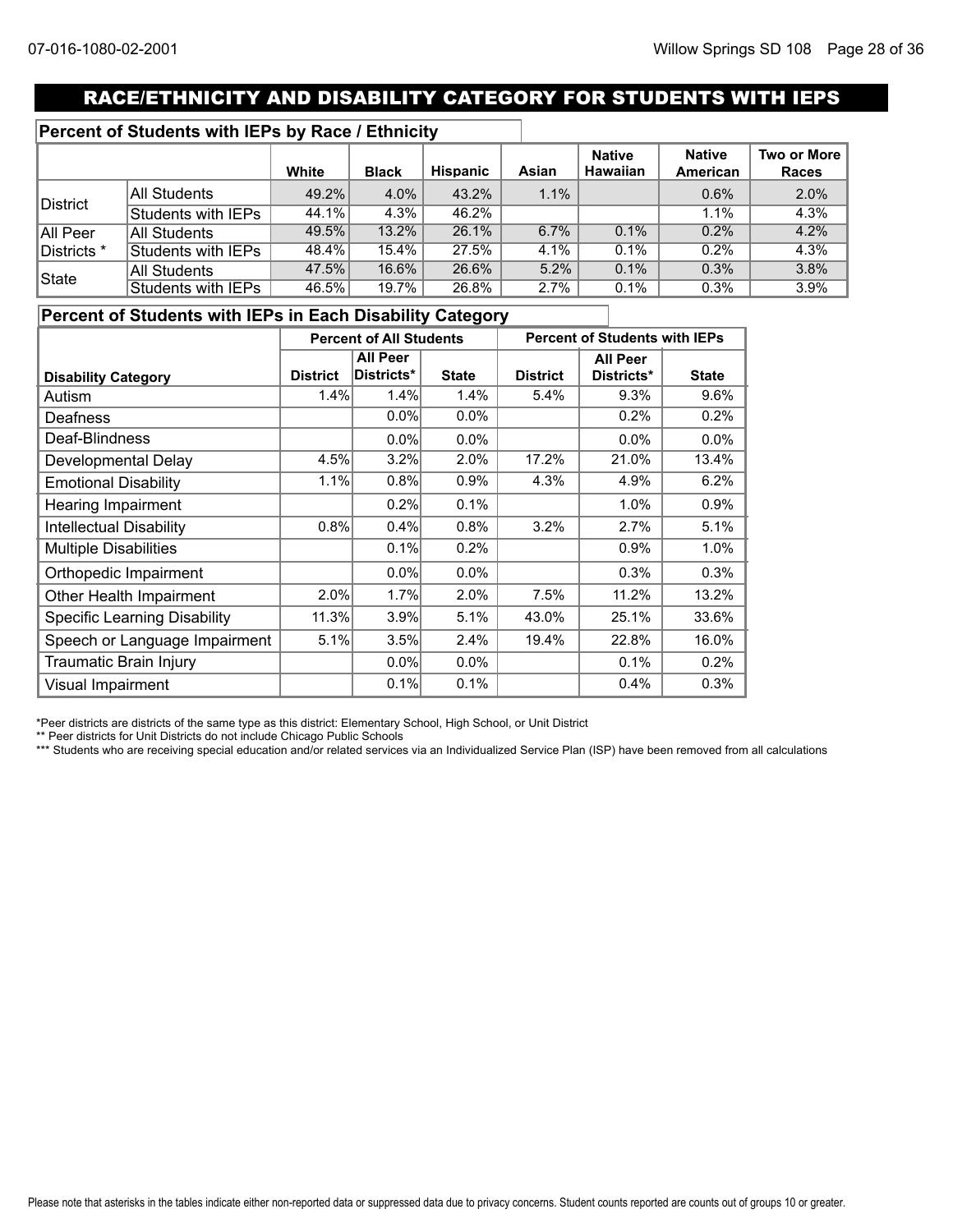## RACE/ETHNICITY AND DISABILITY CATEGORY FOR STUDENTS WITH IEPS

### Percent of Students with IEPs by Race / Ethnicity

| | | White | Black | Hispanic | Asian | Native Hawaiian | Native American | Two or More Races |
|---|---|---|---|---|---|---|---|---|
| District | All Students | 49.2% | 4.0% | 43.2% | 1.1% | | 0.6% | 2.0% |
| | Students with IEPs | 44.1% | 4.3% | 46.2% | | | 1.1% | 4.3% |
| All Peer Districts * | All Students | 49.5% | 13.2% | 26.1% | 6.7% | 0.1% | 0.2% | 4.2% |
| | Students with IEPs | 48.4% | 15.4% | 27.5% | 4.1% | 0.1% | 0.2% | 4.3% |
| State | All Students | 47.5% | 16.6% | 26.6% | 5.2% | 0.1% | 0.3% | 3.8% |
| | Students with IEPs | 46.5% | 19.7% | 26.8% | 2.7% | 0.1% | 0.3% | 3.9% |

### Percent of Students with IEPs in Each Disability Category

| | Percent of All Students | | | Percent of Students with IEPs | | |
|---|---|---|---|---|---|---|
| Disability Category | District | All Peer Districts* | State | District | All Peer Districts* | State |
| Autism | 1.4% | 1.4% | 1.4% | 5.4% | 9.3% | 9.6% |
| Deafness | | 0.0% | 0.0% | | 0.2% | 0.2% |
| Deaf-Blindness | | 0.0% | 0.0% | | 0.0% | 0.0% |
| Developmental Delay | 4.5% | 3.2% | 2.0% | 17.2% | 21.0% | 13.4% |
| Emotional Disability | 1.1% | 0.8% | 0.9% | 4.3% | 4.9% | 6.2% |
| Hearing Impairment | | 0.2% | 0.1% | | 1.0% | 0.9% |
| Intellectual Disability | 0.8% | 0.4% | 0.8% | 3.2% | 2.7% | 5.1% |
| Multiple Disabilities | | 0.1% | 0.2% | | 0.9% | 1.0% |
| Orthopedic Impairment | | 0.0% | 0.0% | | 0.3% | 0.3% |
| Other Health Impairment | 2.0% | 1.7% | 2.0% | 7.5% | 11.2% | 13.2% |
| Specific Learning Disability | 11.3% | 3.9% | 5.1% | 43.0% | 25.1% | 33.6% |
| Speech or Language Impairment | 5.1% | 3.5% | 2.4% | 19.4% | 22.8% | 16.0% |
| Traumatic Brain Injury | | 0.0% | 0.0% | | 0.1% | 0.2% |
| Visual Impairment | | 0.1% | 0.1% | | 0.4% | 0.3% |

*Peer districts are districts of the same type as this district: Elementary School, High School, or Unit District

** Peer districts for Unit Districts do not include Chicago Public Schools

*** Students who are receiving special education and/or related services via an Individualized Service Plan (ISP) have been removed from all calculations

Please note that asterisks in the tables indicate either non-reported data or suppressed data due to privacy concerns. Student counts reported are counts out of groups 10 or greater.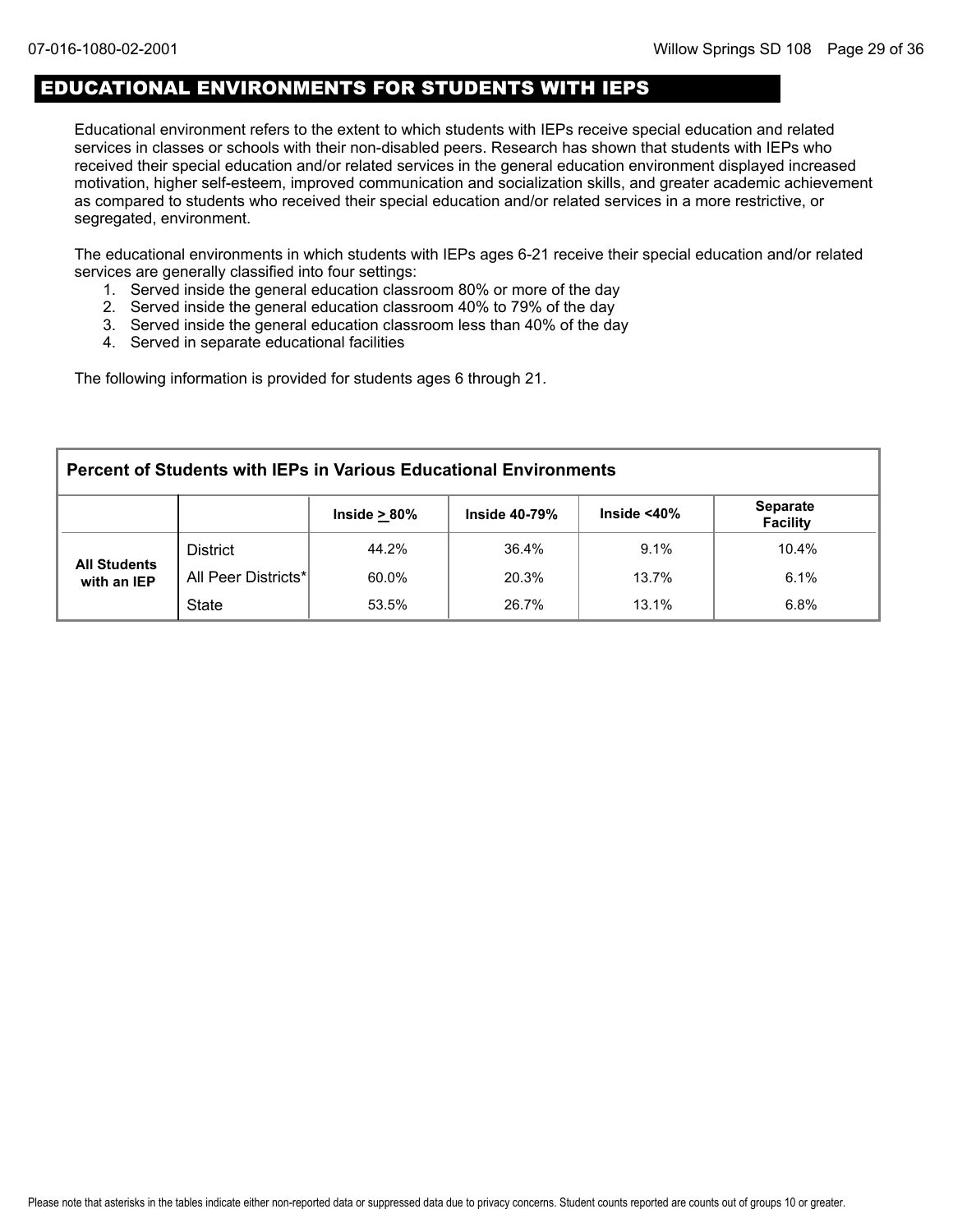## EDUCATIONAL ENVIRONMENTS FOR STUDENTS WITH IEPS

Educational environment refers to the extent to which students with IEPs receive special education and related services in classes or schools with their non-disabled peers. Research has shown that students with IEPs who received their special education and/or related services in the general education environment displayed increased motivation, higher self-esteem, improved communication and socialization skills, and greater academic achievement as compared to students who received their special education and/or related services in a more restrictive, or segregated, environment.

The educational environments in which students with IEPs ages 6-21 receive their special education and/or related services are generally classified into four settings:

1. Served inside the general education classroom 80% or more of the day
2. Served inside the general education classroom 40% to 79% of the day
3. Served inside the general education classroom less than 40% of the day
4. Served in separate educational facilities

The following information is provided for students ages 6 through 21.

**Percent of Students with IEPs in Various Educational Environments**

| | | Inside ≥ 80% | Inside 40-79% | Inside <40% | Separate Facility |
|---|---|---|---|---|---|
| All Students with an IEP | District | 44.2% | 36.4% | 9.1% | 10.4% |
| | All Peer Districts* | 60.0% | 20.3% | 13.7% | 6.1% |
| | State | 53.5% | 26.7% | 13.1% | 6.8% |

Please note that asterisks in the tables indicate either non-reported data or suppressed data due to privacy concerns. Student counts reported are counts out of groups 10 or greater.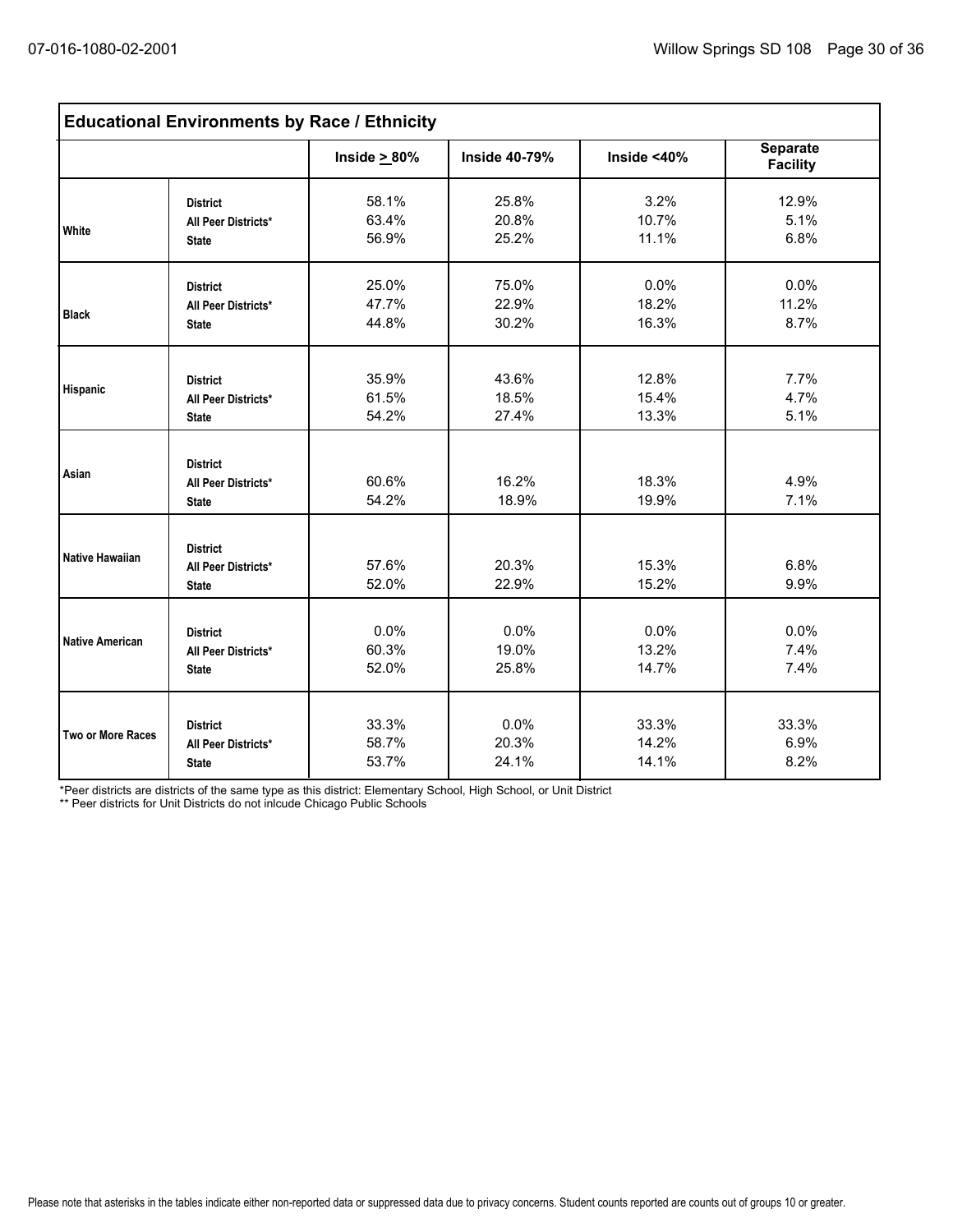## Educational Environments by Race / Ethnicity

| | | Inside ≥ 80% | Inside 40-79% | Inside <40% | Separate Facility |
|---|---|---|---|---|---|
| White | District | 58.1% | 25.8% | 3.2% | 12.9% |
| | All Peer Districts* | 63.4% | 20.8% | 10.7% | 5.1% |
| | State | 56.9% | 25.2% | 11.1% | 6.8% |
| Black | District | 25.0% | 75.0% | 0.0% | 0.0% |
| | All Peer Districts* | 47.7% | 22.9% | 18.2% | 11.2% |
| | State | 44.8% | 30.2% | 16.3% | 8.7% |
| Hispanic | District | 35.9% | 43.6% | 12.8% | 7.7% |
| | All Peer Districts* | 61.5% | 18.5% | 15.4% | 4.7% |
| | State | 54.2% | 27.4% | 13.3% | 5.1% |
| Asian | District | | | | |
| | All Peer Districts* | 60.6% | 16.2% | 18.3% | 4.9% |
| | State | 54.2% | 18.9% | 19.9% | 7.1% |
| Native Hawaiian | District | | | | |
| | All Peer Districts* | 57.6% | 20.3% | 15.3% | 6.8% |
| | State | 52.0% | 22.9% | 15.2% | 9.9% |
| Native American | District | 0.0% | 0.0% | 0.0% | 0.0% |
| | All Peer Districts* | 60.3% | 19.0% | 13.2% | 7.4% |
| | State | 52.0% | 25.8% | 14.7% | 7.4% |
| Two or More Races | District | 33.3% | 0.0% | 33.3% | 33.3% |
| | All Peer Districts* | 58.7% | 20.3% | 14.2% | 6.9% |
| | State | 53.7% | 24.1% | 14.1% | 8.2% |

*Peer districts are districts of the same type as this district: Elementary School, High School, or Unit District

** Peer districts for Unit Districts do not inlcude Chicago Public Schools

Please note that asterisks in the tables indicate either non-reported data or suppressed data due to privacy concerns. Student counts reported are counts out of groups 10 or greater.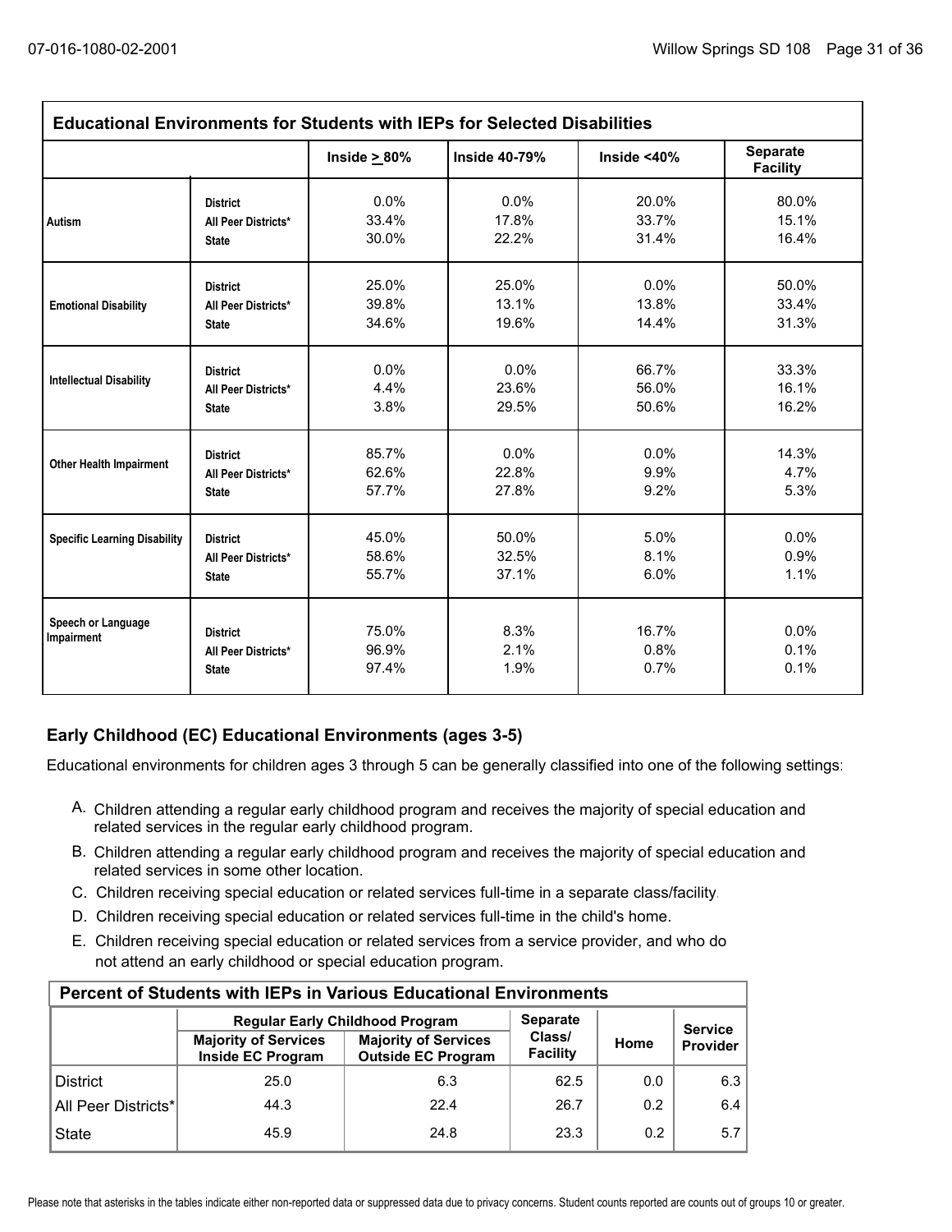| Educational Environments for Students with IEPs for Selected Disabilities | | | | | |
|---|---|---|---|---|---|
| | | Inside ≥ 80% | Inside 40-79% | Inside <40% | Separate Facility |
| Autism | District | 0.0% | 0.0% | 20.0% | 80.0% |
| | All Peer Districts* | 33.4% | 17.8% | 33.7% | 15.1% |
| | State | 30.0% | 22.2% | 31.4% | 16.4% |
| Emotional Disability | District | 25.0% | 25.0% | 0.0% | 50.0% |
| | All Peer Districts* | 39.8% | 13.1% | 13.8% | 33.4% |
| | State | 34.6% | 19.6% | 14.4% | 31.3% |
| Intellectual Disability | District | 0.0% | 0.0% | 66.7% | 33.3% |
| | All Peer Districts* | 4.4% | 23.6% | 56.0% | 16.1% |
| | State | 3.8% | 29.5% | 50.6% | 16.2% |
| Other Health Impairment | District | 85.7% | 0.0% | 0.0% | 14.3% |
| | All Peer Districts* | 62.6% | 22.8% | 9.9% | 4.7% |
| | State | 57.7% | 27.8% | 9.2% | 5.3% |
| Specific Learning Disability | District | 45.0% | 50.0% | 5.0% | 0.0% |
| | All Peer Districts* | 58.6% | 32.5% | 8.1% | 0.9% |
| | State | 55.7% | 37.1% | 6.0% | 1.1% |
| Speech or Language Impairment | District | 75.0% | 8.3% | 16.7% | 0.0% |
| | All Peer Districts* | 96.9% | 2.1% | 0.8% | 0.1% |
| | State | 97.4% | 1.9% | 0.7% | 0.1% |

## Early Childhood (EC) Educational Environments (ages 3-5)

Educational environments for children ages 3 through 5 can be generally classified into one of the following settings:

A. Children attending a regular early childhood program and receives the majority of special education and related services in the regular early childhood program.

B. Children attending a regular early childhood program and receives the majority of special education and related services in some other location.

C. Children receiving special education or related services full-time in a separate class/facility.

D. Children receiving special education or related services full-time in the child's home.

E. Children receiving special education or related services from a service provider, and who do not attend an early childhood or special education program.

| Percent of Students with IEPs in Various Educational Environments | | | | | |
|---|---|---|---|---|---|
| | Regular Early Childhood Program | | Separate Class/ Facility | Home | Service Provider |
| | Majority of Services Inside EC Program | Majority of Services Outside EC Program | | | |
| District | 25.0 | 6.3 | 62.5 | 0.0 | 6.3 |
| All Peer Districts* | 44.3 | 22.4 | 26.7 | 0.2 | 6.4 |
| State | 45.9 | 24.8 | 23.3 | 0.2 | 5.7 |

Please note that asterisks in the tables indicate either non-reported data or suppressed data due to privacy concerns. Student counts reported are counts out of groups 10 or greater.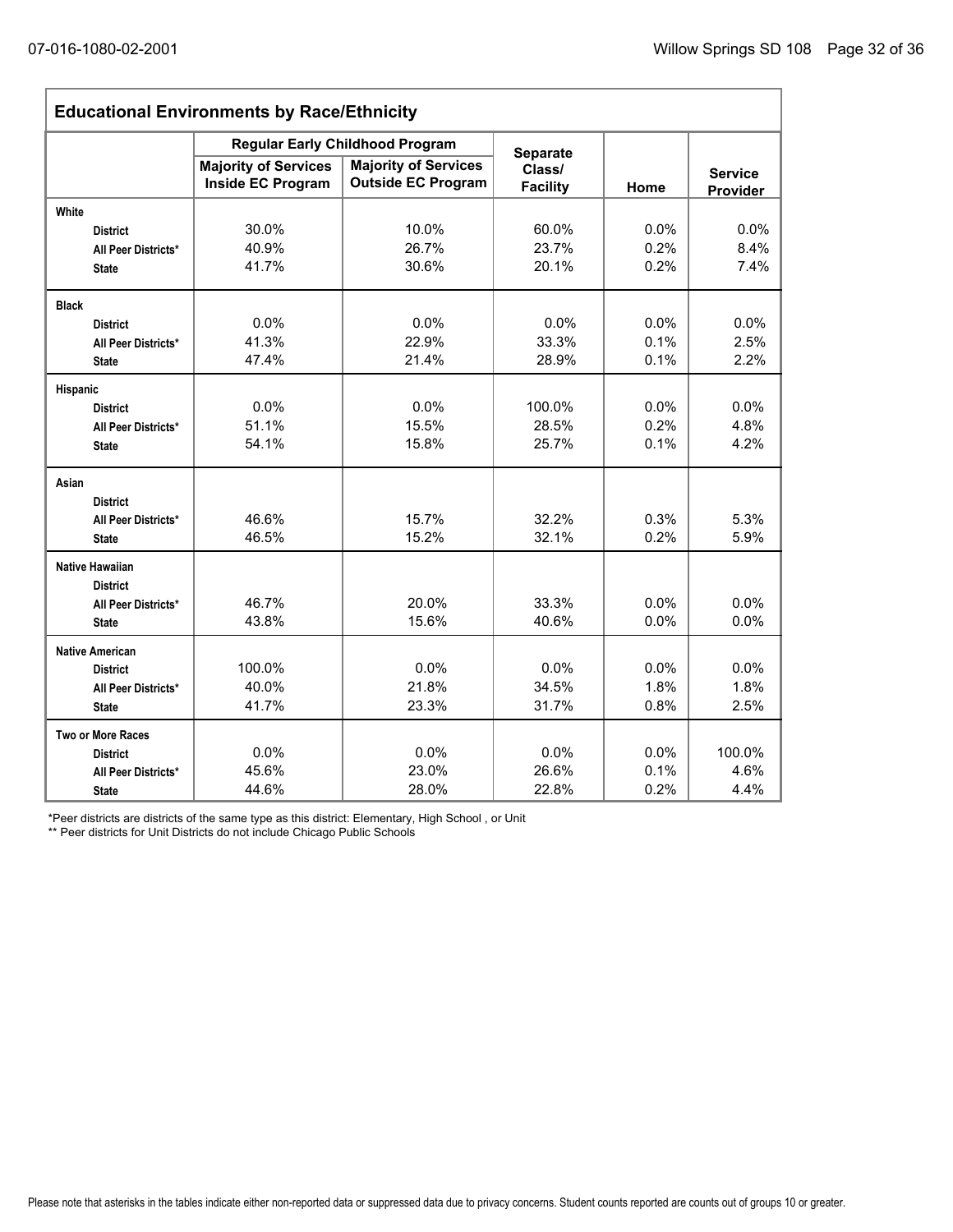## Educational Environments by Race/Ethnicity

| | Regular Early Childhood Program | | Separate Class/ Facility | Home | Service Provider |
|---|---|---|---|---|---|
| | Majority of Services Inside EC Program | Majority of Services Outside EC Program | | | |
| **White** | | | | | |
| District | 30.0% | 10.0% | 60.0% | 0.0% | 0.0% |
| All Peer Districts* | 40.9% | 26.7% | 23.7% | 0.2% | 8.4% |
| State | 41.7% | 30.6% | 20.1% | 0.2% | 7.4% |
| **Black** | | | | | |
| District | 0.0% | 0.0% | 0.0% | 0.0% | 0.0% |
| All Peer Districts* | 41.3% | 22.9% | 33.3% | 0.1% | 2.5% |
| State | 47.4% | 21.4% | 28.9% | 0.1% | 2.2% |
| **Hispanic** | | | | | |
| District | 0.0% | 0.0% | 100.0% | 0.0% | 0.0% |
| All Peer Districts* | 51.1% | 15.5% | 28.5% | 0.2% | 4.8% |
| State | 54.1% | 15.8% | 25.7% | 0.1% | 4.2% |
| **Asian** | | | | | |
| District | | | | | |
| All Peer Districts* | 46.6% | 15.7% | 32.2% | 0.3% | 5.3% |
| State | 46.5% | 15.2% | 32.1% | 0.2% | 5.9% |
| **Native Hawaiian** | | | | | |
| District | | | | | |
| All Peer Districts* | 46.7% | 20.0% | 33.3% | 0.0% | 0.0% |
| State | 43.8% | 15.6% | 40.6% | 0.0% | 0.0% |
| **Native American** | | | | | |
| District | 100.0% | 0.0% | 0.0% | 0.0% | 0.0% |
| All Peer Districts* | 40.0% | 21.8% | 34.5% | 1.8% | 1.8% |
| State | 41.7% | 23.3% | 31.7% | 0.8% | 2.5% |
| **Two or More Races** | | | | | |
| District | 0.0% | 0.0% | 0.0% | 0.0% | 100.0% |
| All Peer Districts* | 45.6% | 23.0% | 26.6% | 0.1% | 4.6% |
| State | 44.6% | 28.0% | 22.8% | 0.2% | 4.4% |

*Peer districts are districts of the same type as this district: Elementary, High School , or Unit

** Peer districts for Unit Districts do not include Chicago Public Schools

Please note that asterisks in the tables indicate either non-reported data or suppressed data due to privacy concerns. Student counts reported are counts out of groups 10 or greater.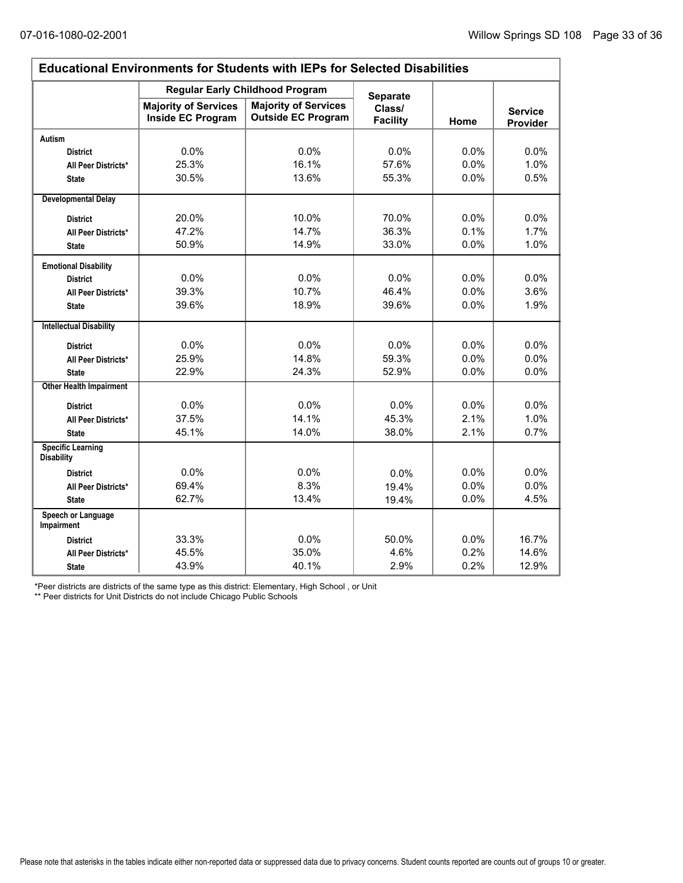## Educational Environments for Students with IEPs for Selected Disabilities

| | Regular Early Childhood Program | | Separate Class/ Facility | Home | Service Provider |
|---|---|---|---|---|---|
| | Majority of Services Inside EC Program | Majority of Services Outside EC Program | | | |
| **Autism** | | | | | |
| District | 0.0% | 0.0% | 0.0% | 0.0% | 0.0% |
| All Peer Districts* | 25.3% | 16.1% | 57.6% | 0.0% | 1.0% |
| State | 30.5% | 13.6% | 55.3% | 0.0% | 0.5% |
| **Developmental Delay** | | | | | |
| District | 20.0% | 10.0% | 70.0% | 0.0% | 0.0% |
| All Peer Districts* | 47.2% | 14.7% | 36.3% | 0.1% | 1.7% |
| State | 50.9% | 14.9% | 33.0% | 0.0% | 1.0% |
| **Emotional Disability** | | | | | |
| District | 0.0% | 0.0% | 0.0% | 0.0% | 0.0% |
| All Peer Districts* | 39.3% | 10.7% | 46.4% | 0.0% | 3.6% |
| State | 39.6% | 18.9% | 39.6% | 0.0% | 1.9% |
| **Intellectual Disability** | | | | | |
| District | 0.0% | 0.0% | 0.0% | 0.0% | 0.0% |
| All Peer Districts* | 25.9% | 14.8% | 59.3% | 0.0% | 0.0% |
| State | 22.9% | 24.3% | 52.9% | 0.0% | 0.0% |
| **Other Health Impairment** | | | | | |
| District | 0.0% | 0.0% | 0.0% | 0.0% | 0.0% |
| All Peer Districts* | 37.5% | 14.1% | 45.3% | 2.1% | 1.0% |
| State | 45.1% | 14.0% | 38.0% | 2.1% | 0.7% |
| **Specific Learning Disability** | | | | | |
| District | 0.0% | 0.0% | 0.0% | 0.0% | 0.0% |
| All Peer Districts* | 69.4% | 8.3% | 19.4% | 0.0% | 0.0% |
| State | 62.7% | 13.4% | 19.4% | 0.0% | 4.5% |
| **Speech or Language Impairment** | | | | | |
| District | 33.3% | 0.0% | 50.0% | 0.0% | 16.7% |
| All Peer Districts* | 45.5% | 35.0% | 4.6% | 0.2% | 14.6% |
| State | 43.9% | 40.1% | 2.9% | 0.2% | 12.9% |

*Peer districts are districts of the same type as this district: Elementary, High School , or Unit

** Peer districts for Unit Districts do not include Chicago Public Schools

Please note that asterisks in the tables indicate either non-reported data or suppressed data due to privacy concerns. Student counts reported are counts out of groups 10 or greater.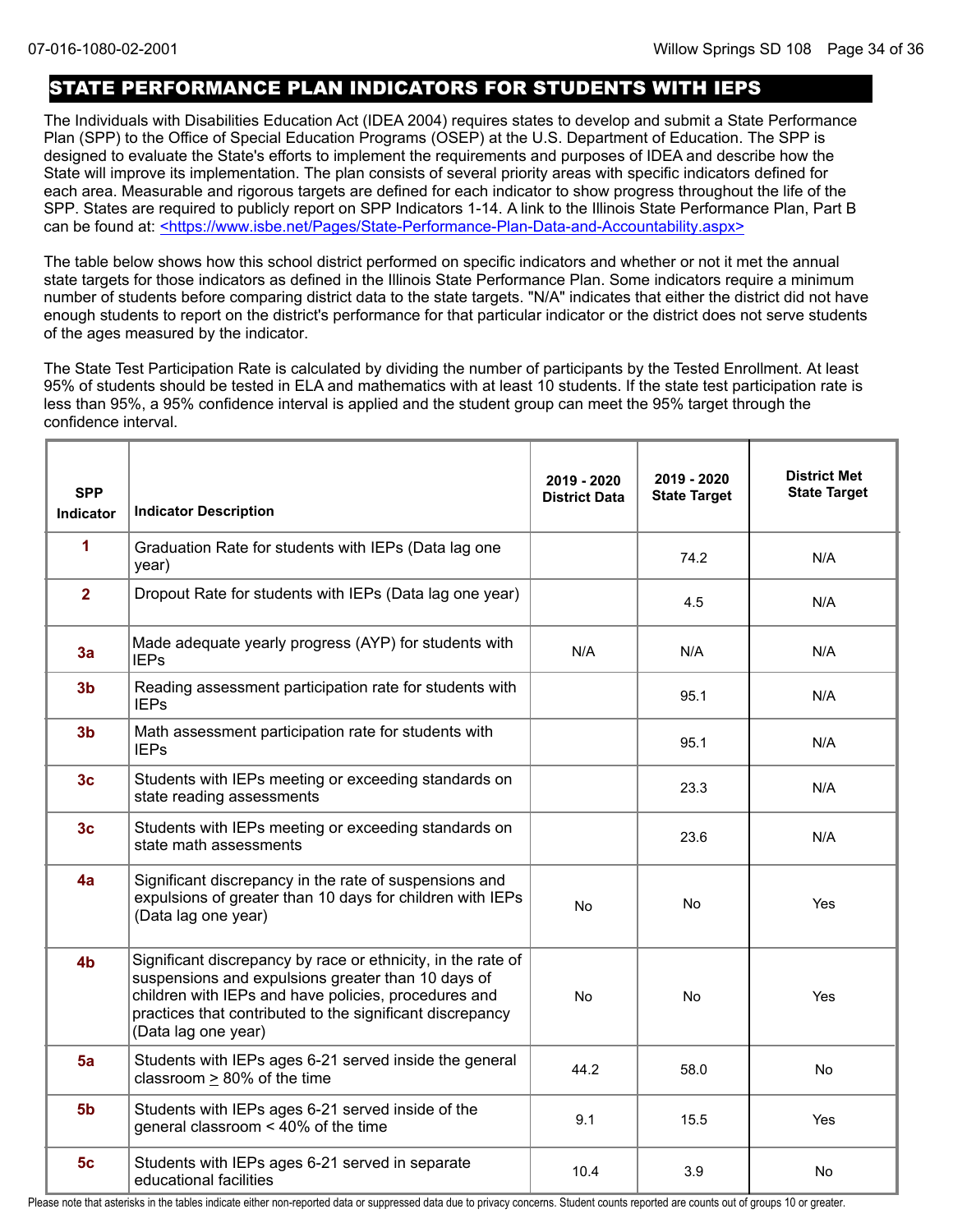## STATE PERFORMANCE PLAN INDICATORS FOR STUDENTS WITH IEPS

The Individuals with Disabilities Education Act (IDEA 2004) requires states to develop and submit a State Performance Plan (SPP) to the Office of Special Education Programs (OSEP) at the U.S. Department of Education. The SPP is designed to evaluate the State's efforts to implement the requirements and purposes of IDEA and describe how the State will improve its implementation. The plan consists of several priority areas with specific indicators defined for each area. Measurable and rigorous targets are defined for each indicator to show progress throughout the life of the SPP. States are required to publicly report on SPP Indicators 1-14. A link to the Illinois State Performance Plan, Part B can be found at: <https://www.isbe.net/Pages/State-Performance-Plan-Data-and-Accountability.aspx>

The table below shows how this school district performed on specific indicators and whether or not it met the annual state targets for those indicators as defined in the Illinois State Performance Plan. Some indicators require a minimum number of students before comparing district data to the state targets. "N/A" indicates that either the district did not have enough students to report on the district's performance for that particular indicator or the district does not serve students of the ages measured by the indicator.

The State Test Participation Rate is calculated by dividing the number of participants by the Tested Enrollment. At least 95% of students should be tested in ELA and mathematics with at least 10 students. If the state test participation rate is less than 95%, a 95% confidence interval is applied and the student group can meet the 95% target through the confidence interval.

| SPP Indicator | Indicator Description | 2019 - 2020 District Data | 2019 - 2020 State Target | District Met State Target |
|---|---|---|---|---|
| 1 | Graduation Rate for students with IEPs (Data lag one year) | | 74.2 | N/A |
| 2 | Dropout Rate for students with IEPs (Data lag one year) | | 4.5 | N/A |
| 3a | Made adequate yearly progress (AYP) for students with IEPs | N/A | N/A | N/A |
| 3b | Reading assessment participation rate for students with IEPs | | 95.1 | N/A |
| 3b | Math assessment participation rate for students with IEPs | | 95.1 | N/A |
| 3c | Students with IEPs meeting or exceeding standards on state reading assessments | | 23.3 | N/A |
| 3c | Students with IEPs meeting or exceeding standards on state math assessments | | 23.6 | N/A |
| 4a | Significant discrepancy in the rate of suspensions and expulsions of greater than 10 days for children with IEPs (Data lag one year) | No | No | Yes |
| 4b | Significant discrepancy by race or ethnicity, in the rate of suspensions and expulsions greater than 10 days of children with IEPs and have policies, procedures and practices that contributed to the significant discrepancy (Data lag one year) | No | No | Yes |
| 5a | Students with IEPs ages 6-21 served inside the general classroom ≥ 80% of the time | 44.2 | 58.0 | No |
| 5b | Students with IEPs ages 6-21 served inside of the general classroom < 40% of the time | 9.1 | 15.5 | Yes |
| 5c | Students with IEPs ages 6-21 served in separate educational facilities | 10.4 | 3.9 | No |

Please note that asterisks in the tables indicate either non-reported data or suppressed data due to privacy concerns. Student counts reported are counts out of groups 10 or greater.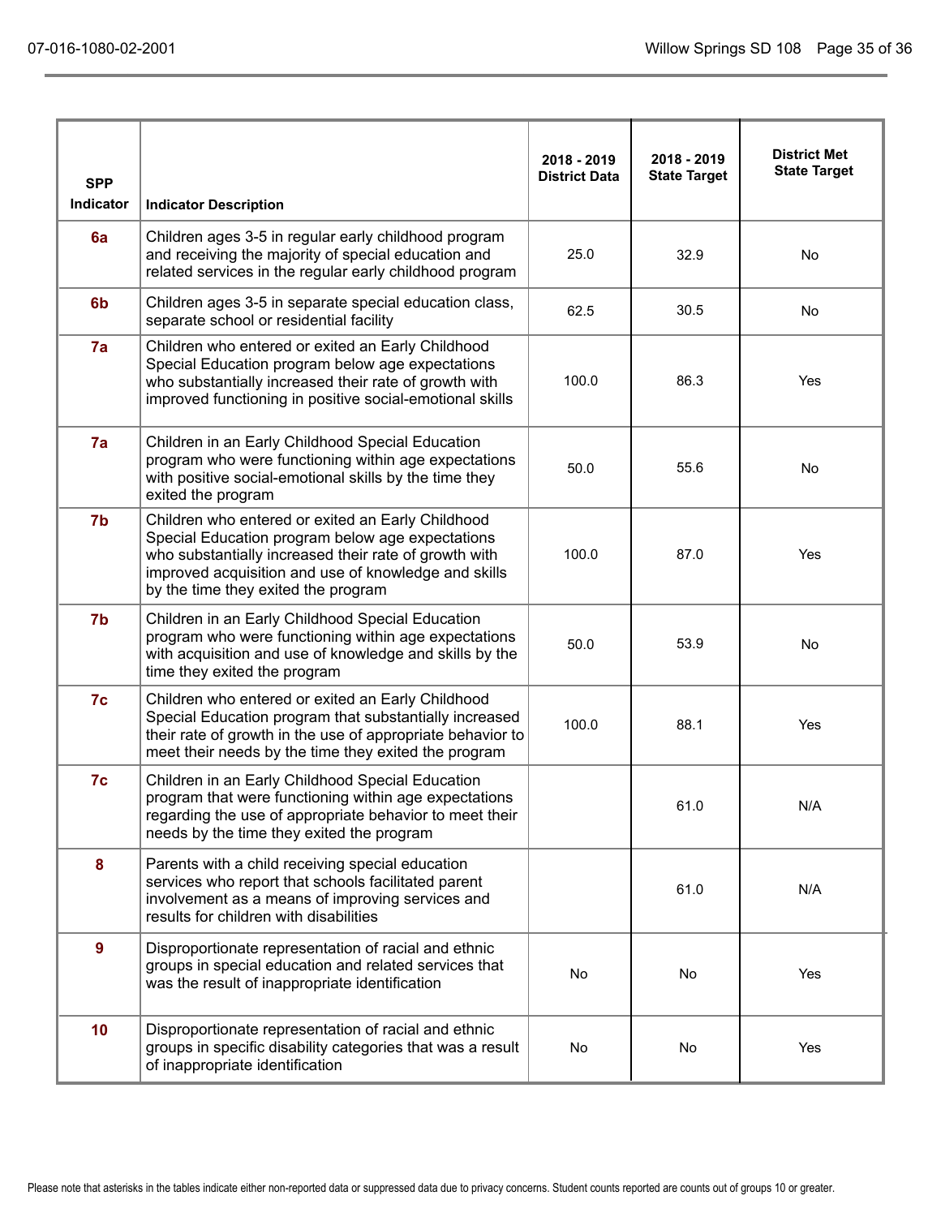| SPP Indicator | Indicator Description | 2018 - 2019 District Data | 2018 - 2019 State Target | District Met State Target |
|---|---|---|---|---|
| 6a | Children ages 3-5 in regular early childhood program and receiving the majority of special education and related services in the regular early childhood program | 25.0 | 32.9 | No |
| 6b | Children ages 3-5 in separate special education class, separate school or residential facility | 62.5 | 30.5 | No |
| 7a | Children who entered or exited an Early Childhood Special Education program below age expectations who substantially increased their rate of growth with improved functioning in positive social-emotional skills | 100.0 | 86.3 | Yes |
| 7a | Children in an Early Childhood Special Education program who were functioning within age expectations with positive social-emotional skills by the time they exited the program | 50.0 | 55.6 | No |
| 7b | Children who entered or exited an Early Childhood Special Education program below age expectations who substantially increased their rate of growth with improved acquisition and use of knowledge and skills by the time they exited the program | 100.0 | 87.0 | Yes |
| 7b | Children in an Early Childhood Special Education program who were functioning within age expectations with acquisition and use of knowledge and skills by the time they exited the program | 50.0 | 53.9 | No |
| 7c | Children who entered or exited an Early Childhood Special Education program that substantially increased their rate of growth in the use of appropriate behavior to meet their needs by the time they exited the program | 100.0 | 88.1 | Yes |
| 7c | Children in an Early Childhood Special Education program that were functioning within age expectations regarding the use of appropriate behavior to meet their needs by the time they exited the program | | 61.0 | N/A |
| 8 | Parents with a child receiving special education services who report that schools facilitated parent involvement as a means of improving services and results for children with disabilities | | 61.0 | N/A |
| 9 | Disproportionate representation of racial and ethnic groups in special education and related services that was the result of inappropriate identification | No | No | Yes |
| 10 | Disproportionate representation of racial and ethnic groups in specific disability categories that was a result of inappropriate identification | No | No | Yes |

Please note that asterisks in the tables indicate either non-reported data or suppressed data due to privacy concerns. Student counts reported are counts out of groups 10 or greater.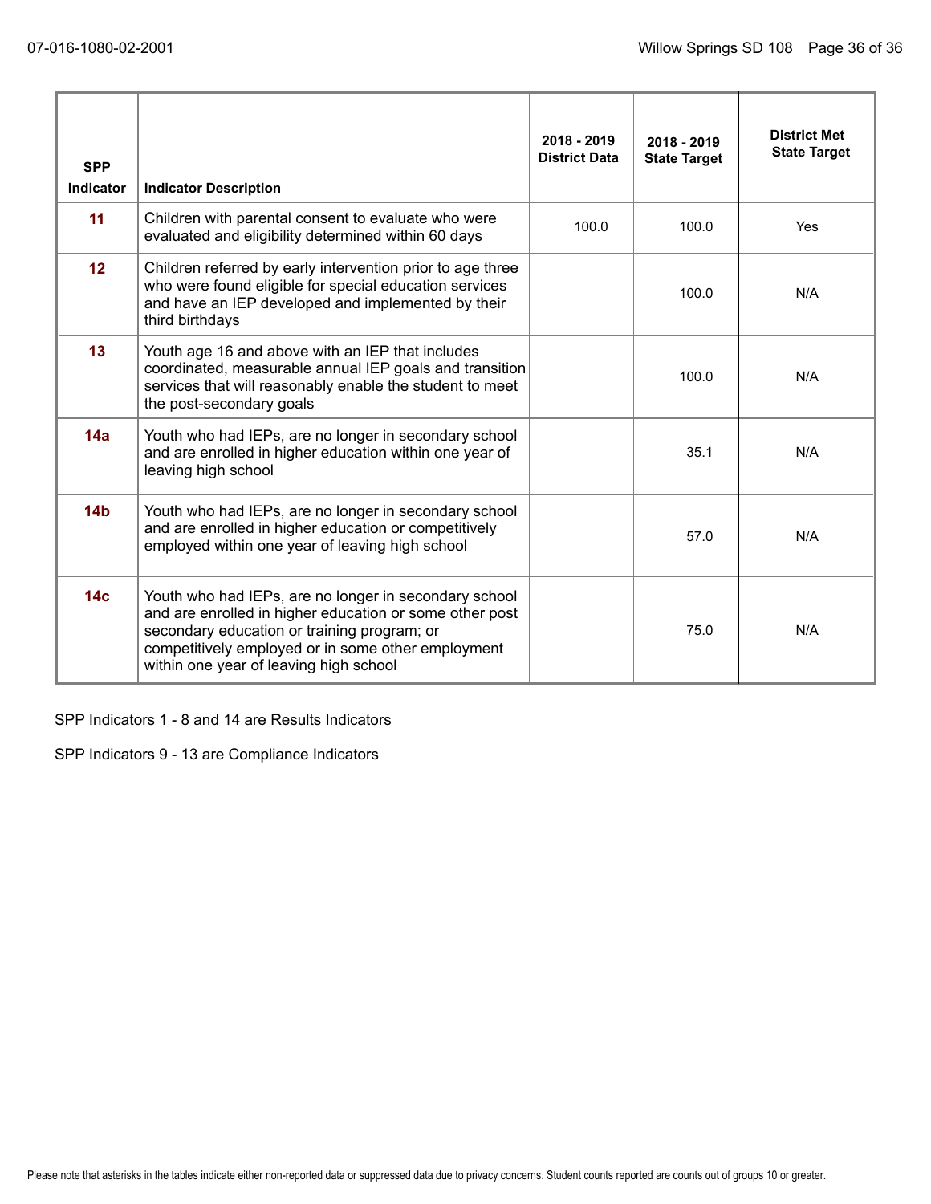| SPP Indicator | Indicator Description | 2018 - 2019 District Data | 2018 - 2019 State Target | District Met State Target |
|---|---|---|---|---|
| 11 | Children with parental consent to evaluate who were evaluated and eligibility determined within 60 days | 100.0 | 100.0 | Yes |
| 12 | Children referred by early intervention prior to age three who were found eligible for special education services and have an IEP developed and implemented by their third birthdays | | 100.0 | N/A |
| 13 | Youth age 16 and above with an IEP that includes coordinated, measurable annual IEP goals and transition services that will reasonably enable the student to meet the post-secondary goals | | 100.0 | N/A |
| 14a | Youth who had IEPs, are no longer in secondary school and are enrolled in higher education within one year of leaving high school | | 35.1 | N/A |
| 14b | Youth who had IEPs, are no longer in secondary school and are enrolled in higher education or competitively employed within one year of leaving high school | | 57.0 | N/A |
| 14c | Youth who had IEPs, are no longer in secondary school and are enrolled in higher education or some other post secondary education or training program; or competitively employed or in some other employment within one year of leaving high school | | 75.0 | N/A |

SPP Indicators 1 - 8 and 14 are Results Indicators

SPP Indicators 9 - 13 are Compliance Indicators

Please note that asterisks in the tables indicate either non-reported data or suppressed data due to privacy concerns. Student counts reported are counts out of groups 10 or greater.